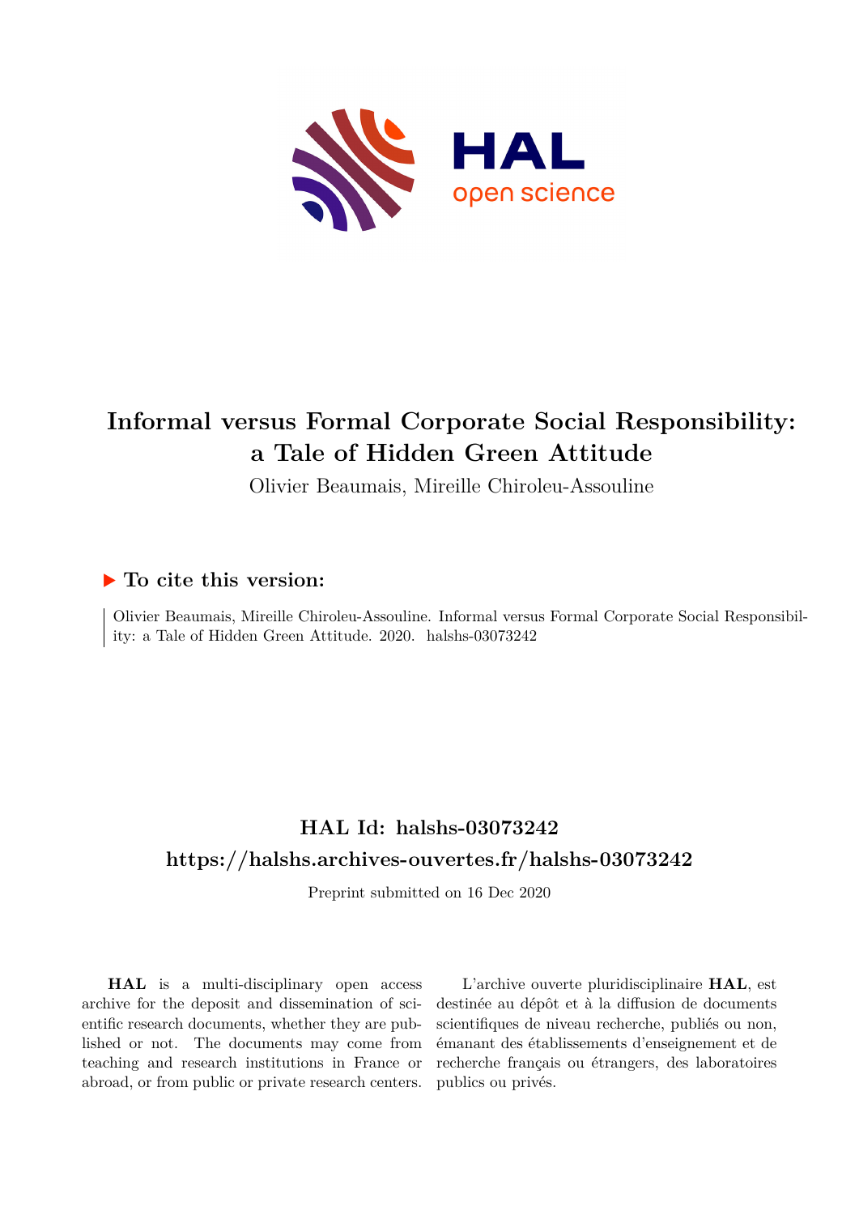# Informal versus Formal Corporate Social Responsibility: a Tale of Hidden Green Attitude

Olivier Beaumais, Mireille Chiroleu-Assouline

## ▶ To cite this version:

Olivier Beaumais, Mireille Chiroleu-Assouline. Informal versus Formal Corporate Social Responsibility: a Tale of Hidden Green Attitude. 2020. halshs-03073242

## HAL Id: halshs-03073242

## https://halshs.archives-ouvertes.fr/halshs-03073242

Preprint submitted on 16 Dec 2020

**HAL** is a multi-disciplinary open access archive for the deposit and dissemination of scientific research documents, whether they are published or not. The documents may come from teaching and research institutions in France or abroad, or from public or private research centers.

L'archive ouverte pluridisciplinaire **HAL**, est destinée au dépôt et à la diffusion de documents scientifiques de niveau recherche, publiés ou non, émanant des établissements d'enseignement et de recherche français ou étrangers, des laboratoires publics ou privés.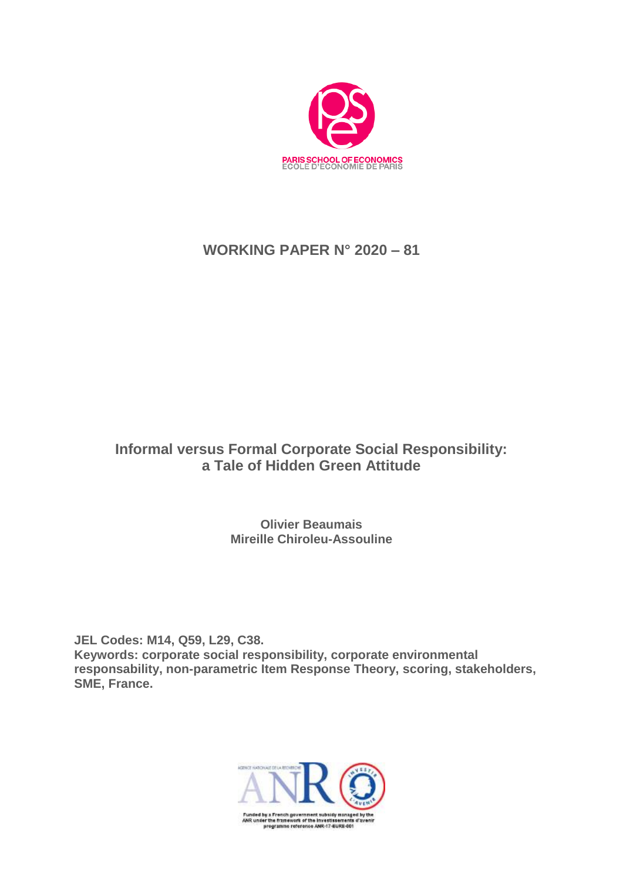# WORKING PAPER N° 2020 – 81

## Informal versus Formal Corporate Social Responsibility: a Tale of Hidden Green Attitude

**Olivier Beaumais**
**Mireille Chiroleu-Assouline**

**JEL Codes: M14, Q59, L29, C38.**
**Keywords: corporate social responsibility, corporate environmental responsability, non-parametric Item Response Theory, scoring, stakeholders, SME, France.**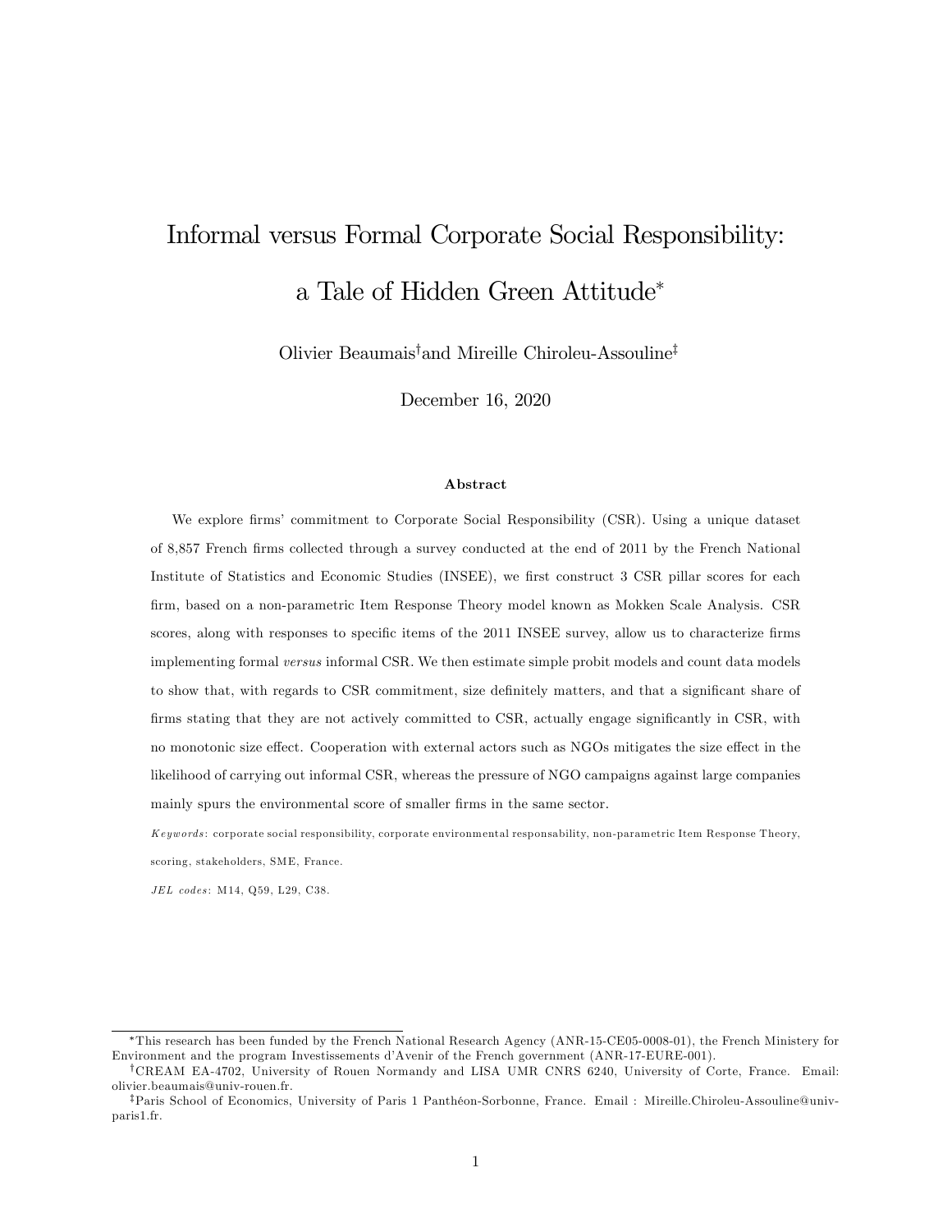# Informal versus Formal Corporate Social Responsibility: a Tale of Hidden Green Attitude*

Olivier Beaumais[†] and Mireille Chiroleu-Assouline[‡]

December 16, 2020

### Abstract

We explore firms' commitment to Corporate Social Responsibility (CSR). Using a unique dataset of 8,857 French firms collected through a survey conducted at the end of 2011 by the French National Institute of Statistics and Economic Studies (INSEE), we first construct 3 CSR pillar scores for each firm, based on a non-parametric Item Response Theory model known as Mokken Scale Analysis. CSR scores, along with responses to specific items of the 2011 INSEE survey, allow us to characterize firms implementing formal *versus* informal CSR. We then estimate simple probit models and count data models to show that, with regards to CSR commitment, size definitely matters, and that a significant share of firms stating that they are not actively committed to CSR, actually engage significantly in CSR, with no monotonic size effect. Cooperation with external actors such as NGOs mitigates the size effect in the likelihood of carrying out informal CSR, whereas the pressure of NGO campaigns against large companies mainly spurs the environmental score of smaller firms in the same sector.

*Keywords*: corporate social responsibility, corporate environmental responsability, non-parametric Item Response Theory, scoring, stakeholders, SME, France.

*JEL codes*: M14, Q59, L29, C38.

---

*This research has been funded by the French National Research Agency (ANR-15-CE05-0008-01), the French Ministry for Environment and the program Investissements d'Avenir of the French government (ANR-17-EURE-001).

[†]CREAM EA-4702, University of Rouen Normandy and LISA UMR CNRS 6240, University of Corte, France. Email: olivier.beaumais@univ-rouen.fr.

[‡]Paris School of Economics, University of Paris 1 Panthéon-Sorbonne, France. Email : Mireille.Chiroleu-Assouline@univ-paris1.fr.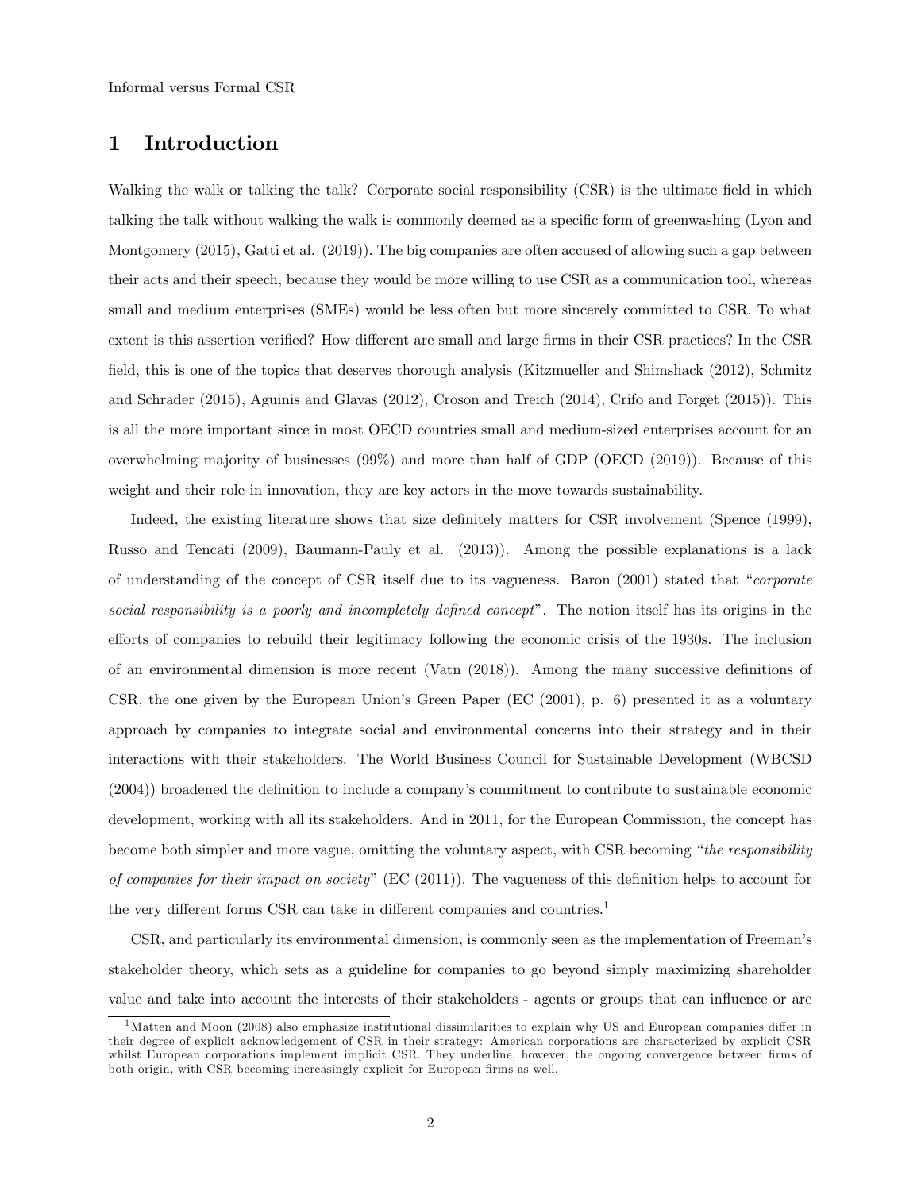# 1 Introduction

Walking the walk or talking the talk? Corporate social responsibility (CSR) is the ultimate field in which talking the talk without walking the walk is commonly deemed as a specific form of greenwashing (Lyon and Montgomery (2015), Gatti et al. (2019)). The big companies are often accused of allowing such a gap between their acts and their speech, because they would be more willing to use CSR as a communication tool, whereas small and medium enterprises (SMEs) would be less often but more sincerely committed to CSR. To what extent is this assertion verified? How different are small and large firms in their CSR practices? In the CSR field, this is one of the topics that deserves thorough analysis (Kitzmueller and Shimshack (2012), Schmitz and Schrader (2015), Aguinis and Glavas (2012), Croson and Treich (2014), Crifo and Forget (2015)). This is all the more important since in most OECD countries small and medium-sized enterprises account for an overwhelming majority of businesses (99%) and more than half of GDP (OECD (2019)). Because of this weight and their role in innovation, they are key actors in the move towards sustainability.

Indeed, the existing literature shows that size definitely matters for CSR involvement (Spence (1999), Russo and Tencati (2009), Baumann-Pauly et al. (2013)). Among the possible explanations is a lack of understanding of the concept of CSR itself due to its vagueness. Baron (2001) stated that "*corporate social responsibility is a poorly and incompletely defined concept*". The notion itself has its origins in the efforts of companies to rebuild their legitimacy following the economic crisis of the 1930s. The inclusion of an environmental dimension is more recent (Vatn (2018)). Among the many successive definitions of CSR, the one given by the European Union's Green Paper (EC (2001), p. 6) presented it as a voluntary approach by companies to integrate social and environmental concerns into their strategy and in their interactions with their stakeholders. The World Business Council for Sustainable Development (WBCSD (2004)) broadened the definition to include a company's commitment to contribute to sustainable economic development, working with all its stakeholders. And in 2011, for the European Commission, the concept has become both simpler and more vague, omitting the voluntary aspect, with CSR becoming "*the responsibility of companies for their impact on society*" (EC (2011)). The vagueness of this definition helps to account for the very different forms CSR can take in different companies and countries.[1]

CSR, and particularly its environmental dimension, is commonly seen as the implementation of Freeman's stakeholder theory, which sets as a guideline for companies to go beyond simply maximizing shareholder value and take into account the interests of their stakeholders - agents or groups that can influence or are

[1] Matten and Moon (2008) also emphasize institutional dissimilarities to explain why US and European companies differ in their degree of explicit acknowledgement of CSR in their strategy: American corporations are characterized by explicit CSR whilst European corporations implement implicit CSR. They underline, however, the ongoing convergence between firms of both origin, with CSR becoming increasingly explicit for European firms as well.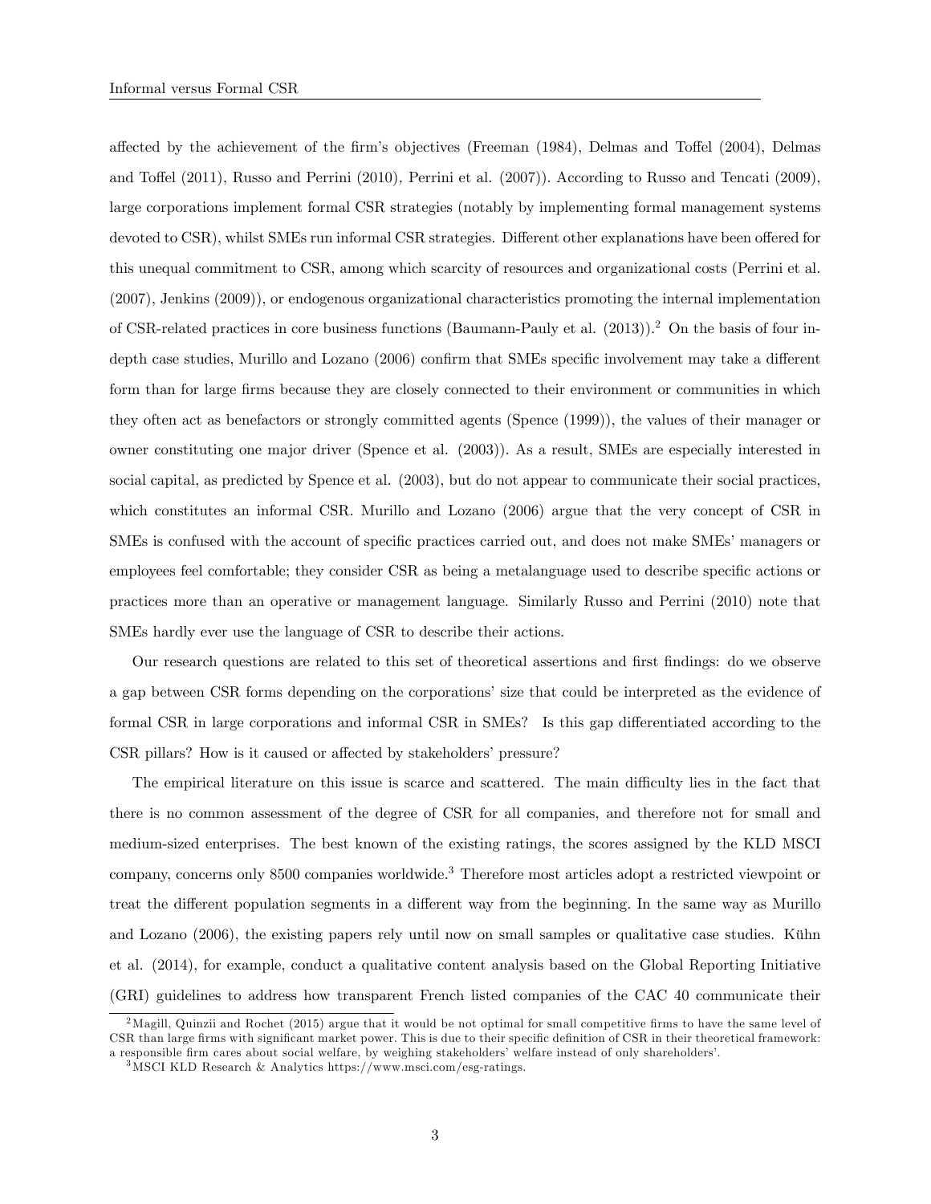affected by the achievement of the firm's objectives (Freeman (1984), Delmas and Toffel (2004), Delmas and Toffel (2011), Russo and Perrini (2010), Perrini et al. (2007)). According to Russo and Tencati (2009), large corporations implement formal CSR strategies (notably by implementing formal management systems devoted to CSR), whilst SMEs run informal CSR strategies. Different other explanations have been offered for this unequal commitment to CSR, among which scarcity of resources and organizational costs (Perrini et al. (2007), Jenkins (2009)), or endogenous organizational characteristics promoting the internal implementation of CSR-related practices in core business functions (Baumann-Pauly et al. (2013)).[2] On the basis of four in-depth case studies, Murillo and Lozano (2006) confirm that SMEs specific involvement may take a different form than for large firms because they are closely connected to their environment or communities in which they often act as benefactors or strongly committed agents (Spence (1999)), the values of their manager or owner constituting one major driver (Spence et al. (2003)). As a result, SMEs are especially interested in social capital, as predicted by Spence et al. (2003), but do not appear to communicate their social practices, which constitutes an informal CSR. Murillo and Lozano (2006) argue that the very concept of CSR in SMEs is confused with the account of specific practices carried out, and does not make SMEs' managers or employees feel comfortable; they consider CSR as being a metalanguage used to describe specific actions or practices more than an operative or management language. Similarly Russo and Perrini (2010) note that SMEs hardly ever use the language of CSR to describe their actions.

Our research questions are related to this set of theoretical assertions and first findings: do we observe a gap between CSR forms depending on the corporations' size that could be interpreted as the evidence of formal CSR in large corporations and informal CSR in SMEs? Is this gap differentiated according to the CSR pillars? How is it caused or affected by stakeholders' pressure?

The empirical literature on this issue is scarce and scattered. The main difficulty lies in the fact that there is no common assessment of the degree of CSR for all companies, and therefore not for small and medium-sized enterprises. The best known of the existing ratings, the scores assigned by the KLD MSCI company, concerns only 8500 companies worldwide.[3] Therefore most articles adopt a restricted viewpoint or treat the different population segments in a different way from the beginning. In the same way as Murillo and Lozano (2006), the existing papers rely until now on small samples or qualitative case studies. Kühn et al. (2014), for example, conduct a qualitative content analysis based on the Global Reporting Initiative (GRI) guidelines to address how transparent French listed companies of the CAC 40 communicate their

[2] Magill, Quinzii and Rochet (2015) argue that it would be not optimal for small competitive firms to have the same level of CSR than large firms with significant market power. This is due to their specific definition of CSR in their theoretical framework: a responsible firm cares about social welfare, by weighing stakeholders' welfare instead of only shareholders'.

[3] MSCI KLD Research & Analytics https://www.msci.com/esg-ratings.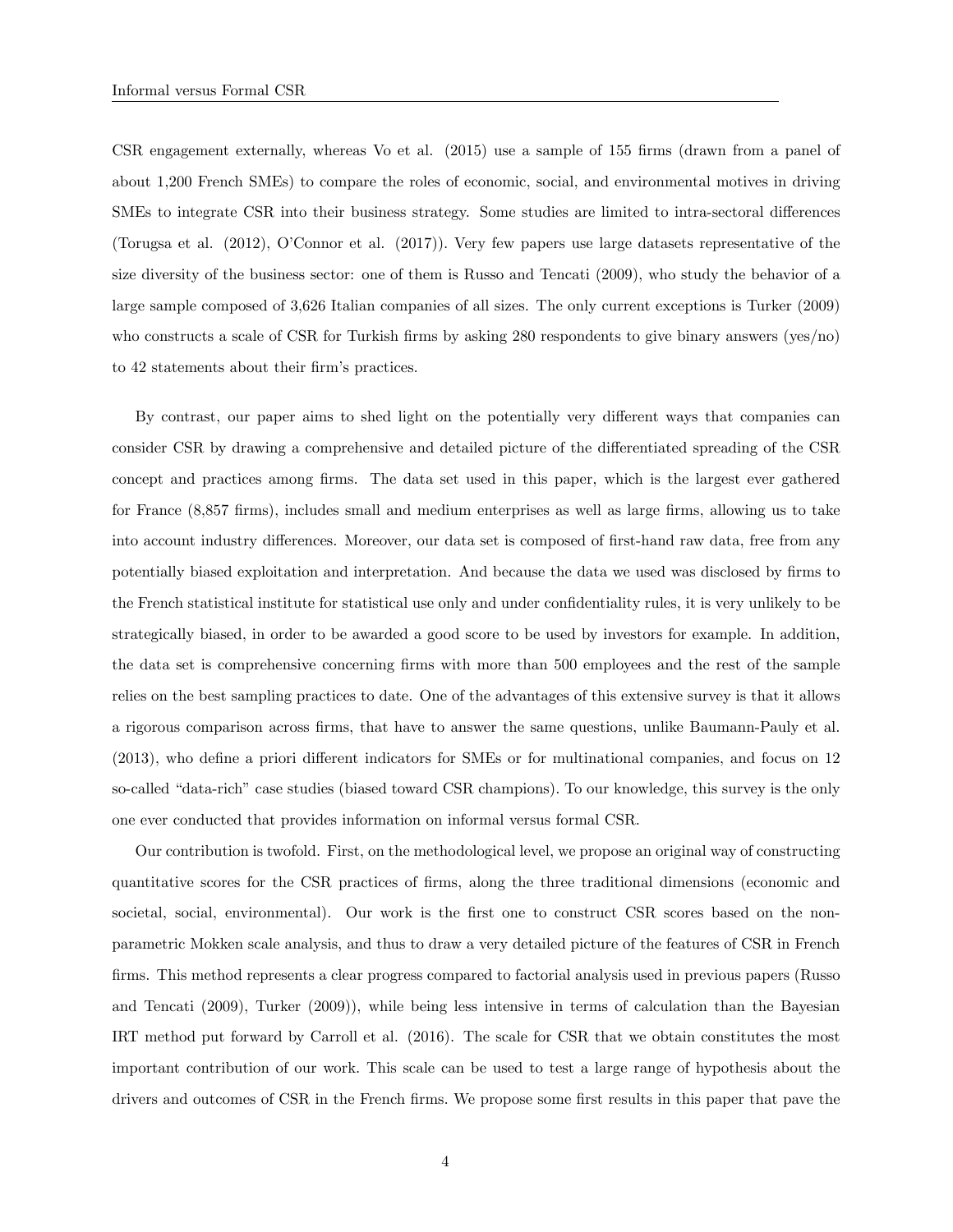CSR engagement externally, whereas Vo et al. (2015) use a sample of 155 firms (drawn from a panel of about 1,200 French SMEs) to compare the roles of economic, social, and environmental motives in driving SMEs to integrate CSR into their business strategy. Some studies are limited to intra-sectoral differences (Torugsa et al. (2012), O'Connor et al. (2017)). Very few papers use large datasets representative of the size diversity of the business sector: one of them is Russo and Tencati (2009), who study the behavior of a large sample composed of 3,626 Italian companies of all sizes. The only current exceptions is Turker (2009) who constructs a scale of CSR for Turkish firms by asking 280 respondents to give binary answers (yes/no) to 42 statements about their firm's practices.

By contrast, our paper aims to shed light on the potentially very different ways that companies can consider CSR by drawing a comprehensive and detailed picture of the differentiated spreading of the CSR concept and practices among firms. The data set used in this paper, which is the largest ever gathered for France (8,857 firms), includes small and medium enterprises as well as large firms, allowing us to take into account industry differences. Moreover, our data set is composed of first-hand raw data, free from any potentially biased exploitation and interpretation. And because the data we used was disclosed by firms to the French statistical institute for statistical use only and under confidentiality rules, it is very unlikely to be strategically biased, in order to be awarded a good score to be used by investors for example. In addition, the data set is comprehensive concerning firms with more than 500 employees and the rest of the sample relies on the best sampling practices to date. One of the advantages of this extensive survey is that it allows a rigorous comparison across firms, that have to answer the same questions, unlike Baumann-Pauly et al. (2013), who define a priori different indicators for SMEs or for multinational companies, and focus on 12 so-called "data-rich" case studies (biased toward CSR champions). To our knowledge, this survey is the only one ever conducted that provides information on informal versus formal CSR.

Our contribution is twofold. First, on the methodological level, we propose an original way of constructing quantitative scores for the CSR practices of firms, along the three traditional dimensions (economic and societal, social, environmental). Our work is the first one to construct CSR scores based on the non-parametric Mokken scale analysis, and thus to draw a very detailed picture of the features of CSR in French firms. This method represents a clear progress compared to factorial analysis used in previous papers (Russo and Tencati (2009), Turker (2009)), while being less intensive in terms of calculation than the Bayesian IRT method put forward by Carroll et al. (2016). The scale for CSR that we obtain constitutes the most important contribution of our work. This scale can be used to test a large range of hypothesis about the drivers and outcomes of CSR in the French firms. We propose some first results in this paper that pave the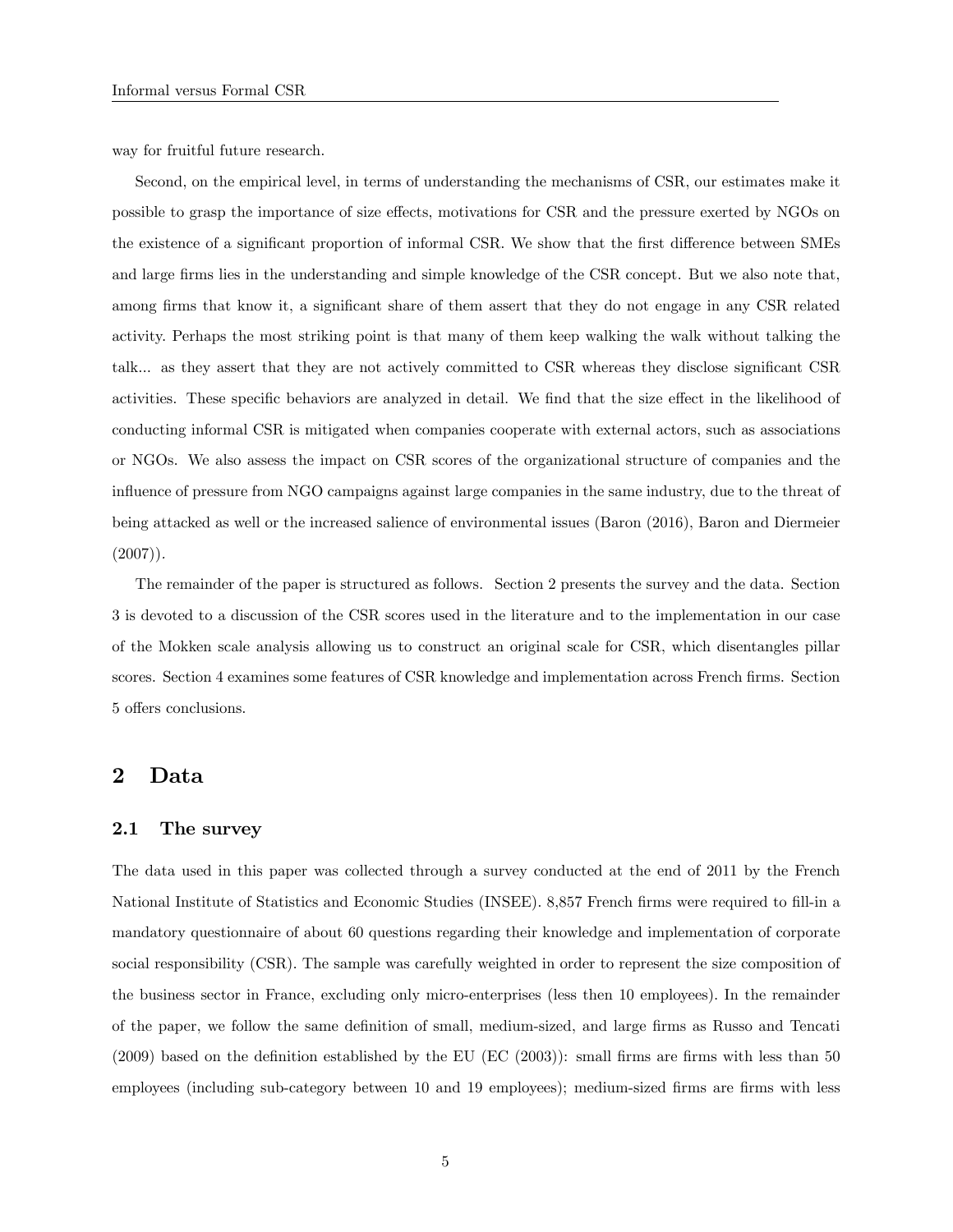way for fruitful future research.

Second, on the empirical level, in terms of understanding the mechanisms of CSR, our estimates make it possible to grasp the importance of size effects, motivations for CSR and the pressure exerted by NGOs on the existence of a significant proportion of informal CSR. We show that the first difference between SMEs and large firms lies in the understanding and simple knowledge of the CSR concept. But we also note that, among firms that know it, a significant share of them assert that they do not engage in any CSR related activity. Perhaps the most striking point is that many of them keep walking the walk without talking the talk... as they assert that they are not actively committed to CSR whereas they disclose significant CSR activities. These specific behaviors are analyzed in detail. We find that the size effect in the likelihood of conducting informal CSR is mitigated when companies cooperate with external actors, such as associations or NGOs. We also assess the impact on CSR scores of the organizational structure of companies and the influence of pressure from NGO campaigns against large companies in the same industry, due to the threat of being attacked as well or the increased salience of environmental issues (Baron (2016), Baron and Diermeier (2007)).

The remainder of the paper is structured as follows. Section 2 presents the survey and the data. Section 3 is devoted to a discussion of the CSR scores used in the literature and to the implementation in our case of the Mokken scale analysis allowing us to construct an original scale for CSR, which disentangles pillar scores. Section 4 examines some features of CSR knowledge and implementation across French firms. Section 5 offers conclusions.

## 2 Data

### 2.1 The survey

The data used in this paper was collected through a survey conducted at the end of 2011 by the French National Institute of Statistics and Economic Studies (INSEE). 8,857 French firms were required to fill-in a mandatory questionnaire of about 60 questions regarding their knowledge and implementation of corporate social responsibility (CSR). The sample was carefully weighted in order to represent the size composition of the business sector in France, excluding only micro-enterprises (less then 10 employees). In the remainder of the paper, we follow the same definition of small, medium-sized, and large firms as Russo and Tencati (2009) based on the definition established by the EU (EC (2003)): small firms are firms with less than 50 employees (including sub-category between 10 and 19 employees); medium-sized firms are firms with less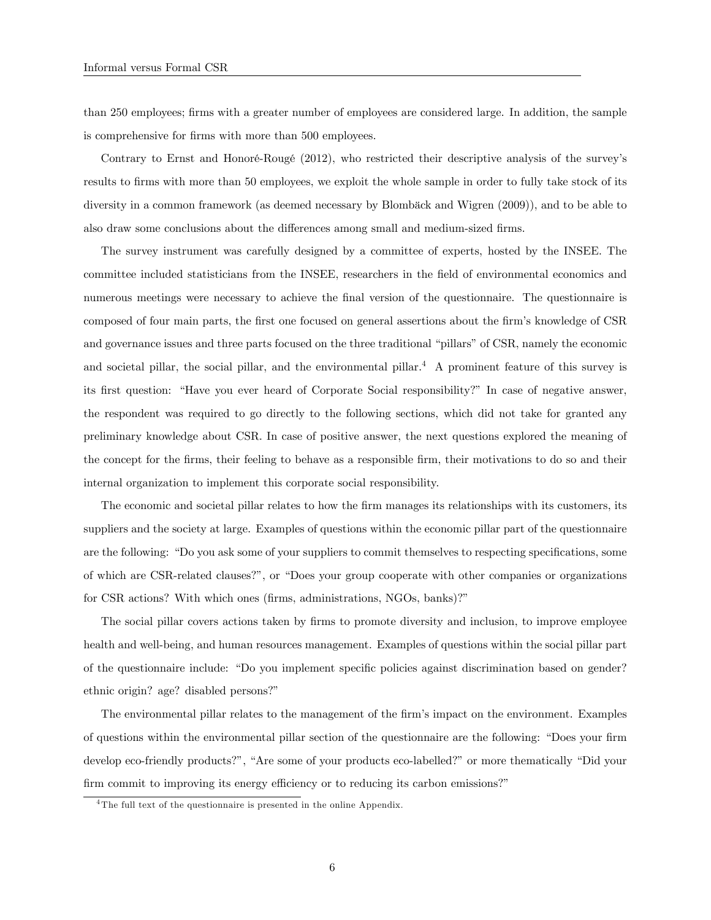than 250 employees; firms with a greater number of employees are considered large. In addition, the sample is comprehensive for firms with more than 500 employees.

Contrary to Ernst and Honoré-Rougé (2012), who restricted their descriptive analysis of the survey's results to firms with more than 50 employees, we exploit the whole sample in order to fully take stock of its diversity in a common framework (as deemed necessary by Blombäck and Wigren (2009)), and to be able to also draw some conclusions about the differences among small and medium-sized firms.

The survey instrument was carefully designed by a committee of experts, hosted by the INSEE. The committee included statisticians from the INSEE, researchers in the field of environmental economics and numerous meetings were necessary to achieve the final version of the questionnaire. The questionnaire is composed of four main parts, the first one focused on general assertions about the firm's knowledge of CSR and governance issues and three parts focused on the three traditional "pillars" of CSR, namely the economic and societal pillar, the social pillar, and the environmental pillar.[4] A prominent feature of this survey is its first question: "Have you ever heard of Corporate Social responsibility?" In case of negative answer, the respondent was required to go directly to the following sections, which did not take for granted any preliminary knowledge about CSR. In case of positive answer, the next questions explored the meaning of the concept for the firms, their feeling to behave as a responsible firm, their motivations to do so and their internal organization to implement this corporate social responsibility.

The economic and societal pillar relates to how the firm manages its relationships with its customers, its suppliers and the society at large. Examples of questions within the economic pillar part of the questionnaire are the following: "Do you ask some of your suppliers to commit themselves to respecting specifications, some of which are CSR-related clauses?", or "Does your group cooperate with other companies or organizations for CSR actions? With which ones (firms, administrations, NGOs, banks)?"

The social pillar covers actions taken by firms to promote diversity and inclusion, to improve employee health and well-being, and human resources management. Examples of questions within the social pillar part of the questionnaire include: "Do you implement specific policies against discrimination based on gender? ethnic origin? age? disabled persons?"

The environmental pillar relates to the management of the firm's impact on the environment. Examples of questions within the environmental pillar section of the questionnaire are the following: "Does your firm develop eco-friendly products?", "Are some of your products eco-labelled?" or more thematically "Did your firm commit to improving its energy efficiency or to reducing its carbon emissions?"

[4] The full text of the questionnaire is presented in the online Appendix.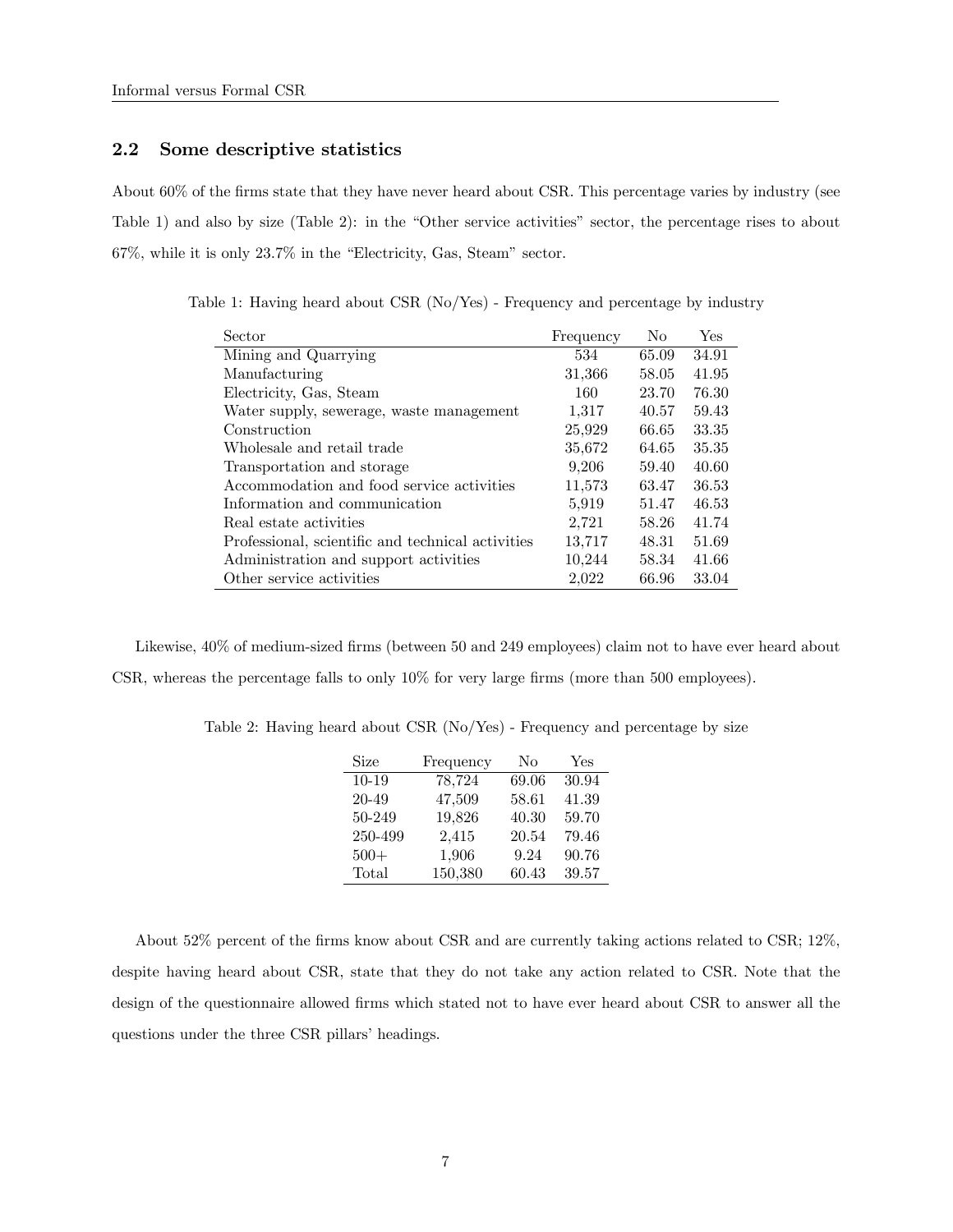## 2.2 Some descriptive statistics

About 60% of the firms state that they have never heard about CSR. This percentage varies by industry (see Table 1) and also by size (Table 2): in the "Other service activities" sector, the percentage rises to about 67%, while it is only 23.7% in the "Electricity, Gas, Steam" sector.

Table 1: Having heard about CSR (No/Yes) - Frequency and percentage by industry

| Sector | Frequency | No | Yes |
|---|---|---|---|
| Mining and Quarrying | 534 | 65.09 | 34.91 |
| Manufacturing | 31,366 | 58.05 | 41.95 |
| Electricity, Gas, Steam | 160 | 23.70 | 76.30 |
| Water supply, sewerage, waste management | 1,317 | 40.57 | 59.43 |
| Construction | 25,929 | 66.65 | 33.35 |
| Wholesale and retail trade | 35,672 | 64.65 | 35.35 |
| Transportation and storage | 9,206 | 59.40 | 40.60 |
| Accommodation and food service activities | 11,573 | 63.47 | 36.53 |
| Information and communication | 5,919 | 51.47 | 46.53 |
| Real estate activities | 2,721 | 58.26 | 41.74 |
| Professional, scientific and technical activities | 13,717 | 48.31 | 51.69 |
| Administration and support activities | 10,244 | 58.34 | 41.66 |
| Other service activities | 2,022 | 66.96 | 33.04 |

Likewise, 40% of medium-sized firms (between 50 and 249 employees) claim not to have ever heard about CSR, whereas the percentage falls to only 10% for very large firms (more than 500 employees).

Table 2: Having heard about CSR (No/Yes) - Frequency and percentage by size

| Size | Frequency | No | Yes |
|---|---|---|---|
| 10-19 | 78,724 | 69.06 | 30.94 |
| 20-49 | 47,509 | 58.61 | 41.39 |
| 50-249 | 19,826 | 40.30 | 59.70 |
| 250-499 | 2,415 | 20.54 | 79.46 |
| 500+ | 1,906 | 9.24 | 90.76 |
| Total | 150,380 | 60.43 | 39.57 |

About 52% percent of the firms know about CSR and are currently taking actions related to CSR; 12%, despite having heard about CSR, state that they do not take any action related to CSR. Note that the design of the questionnaire allowed firms which stated not to have ever heard about CSR to answer all the questions under the three CSR pillars' headings.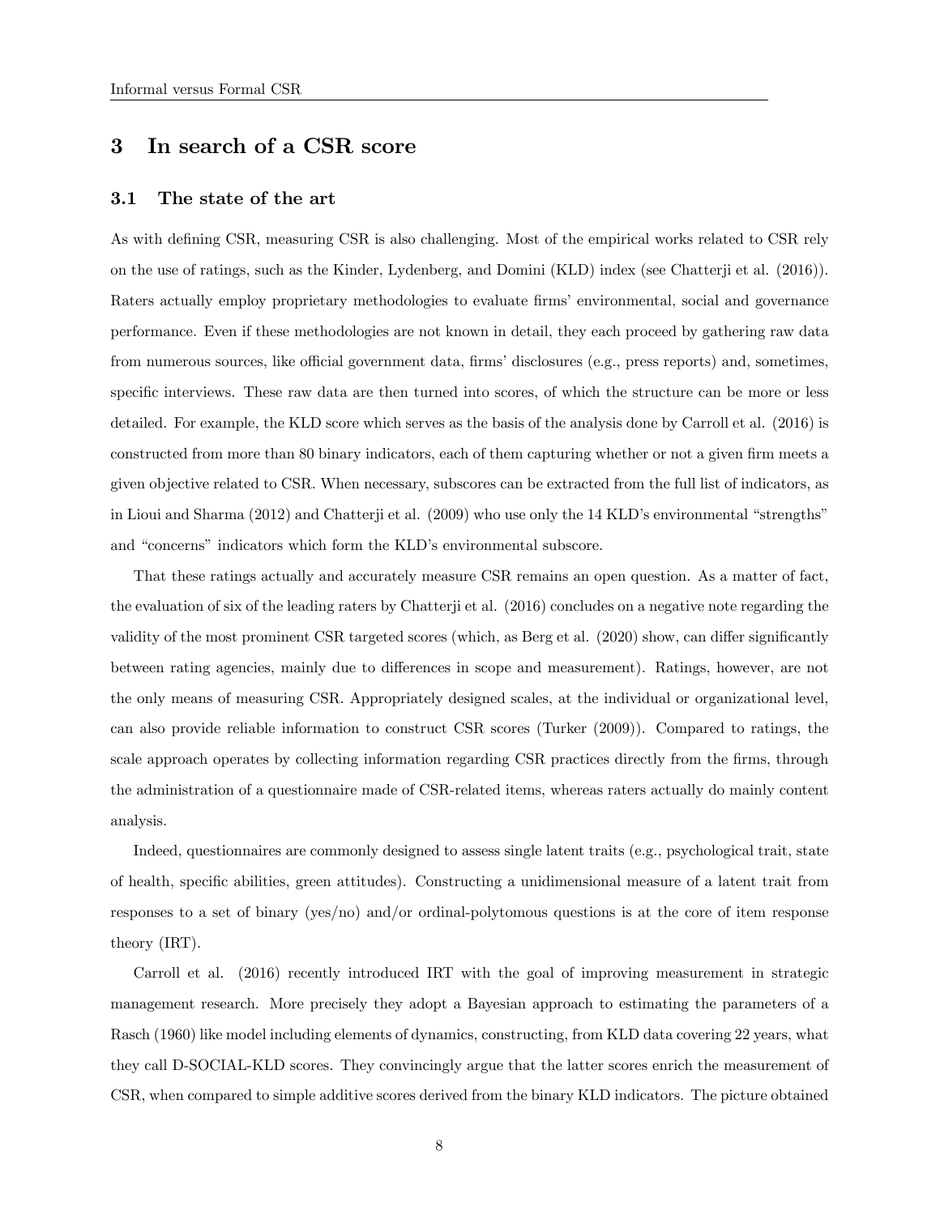## 3 In search of a CSR score

### 3.1 The state of the art

As with defining CSR, measuring CSR is also challenging. Most of the empirical works related to CSR rely on the use of ratings, such as the Kinder, Lydenberg, and Domini (KLD) index (see Chatterji et al. (2016)). Raters actually employ proprietary methodologies to evaluate firms' environmental, social and governance performance. Even if these methodologies are not known in detail, they each proceed by gathering raw data from numerous sources, like official government data, firms' disclosures (e.g., press reports) and, sometimes, specific interviews. These raw data are then turned into scores, of which the structure can be more or less detailed. For example, the KLD score which serves as the basis of the analysis done by Carroll et al. (2016) is constructed from more than 80 binary indicators, each of them capturing whether or not a given firm meets a given objective related to CSR. When necessary, subscores can be extracted from the full list of indicators, as in Lioui and Sharma (2012) and Chatterji et al. (2009) who use only the 14 KLD's environmental "strengths" and "concerns" indicators which form the KLD's environmental subscore.

That these ratings actually and accurately measure CSR remains an open question. As a matter of fact, the evaluation of six of the leading raters by Chatterji et al. (2016) concludes on a negative note regarding the validity of the most prominent CSR targeted scores (which, as Berg et al. (2020) show, can differ significantly between rating agencies, mainly due to differences in scope and measurement). Ratings, however, are not the only means of measuring CSR. Appropriately designed scales, at the individual or organizational level, can also provide reliable information to construct CSR scores (Turker (2009)). Compared to ratings, the scale approach operates by collecting information regarding CSR practices directly from the firms, through the administration of a questionnaire made of CSR-related items, whereas raters actually do mainly content analysis.

Indeed, questionnaires are commonly designed to assess single latent traits (e.g., psychological trait, state of health, specific abilities, green attitudes). Constructing a unidimensional measure of a latent trait from responses to a set of binary (yes/no) and/or ordinal-polytomous questions is at the core of item response theory (IRT).

Carroll et al. (2016) recently introduced IRT with the goal of improving measurement in strategic management research. More precisely they adopt a Bayesian approach to estimating the parameters of a Rasch (1960) like model including elements of dynamics, constructing, from KLD data covering 22 years, what they call D-SOCIAL-KLD scores. They convincingly argue that the latter scores enrich the measurement of CSR, when compared to simple additive scores derived from the binary KLD indicators. The picture obtained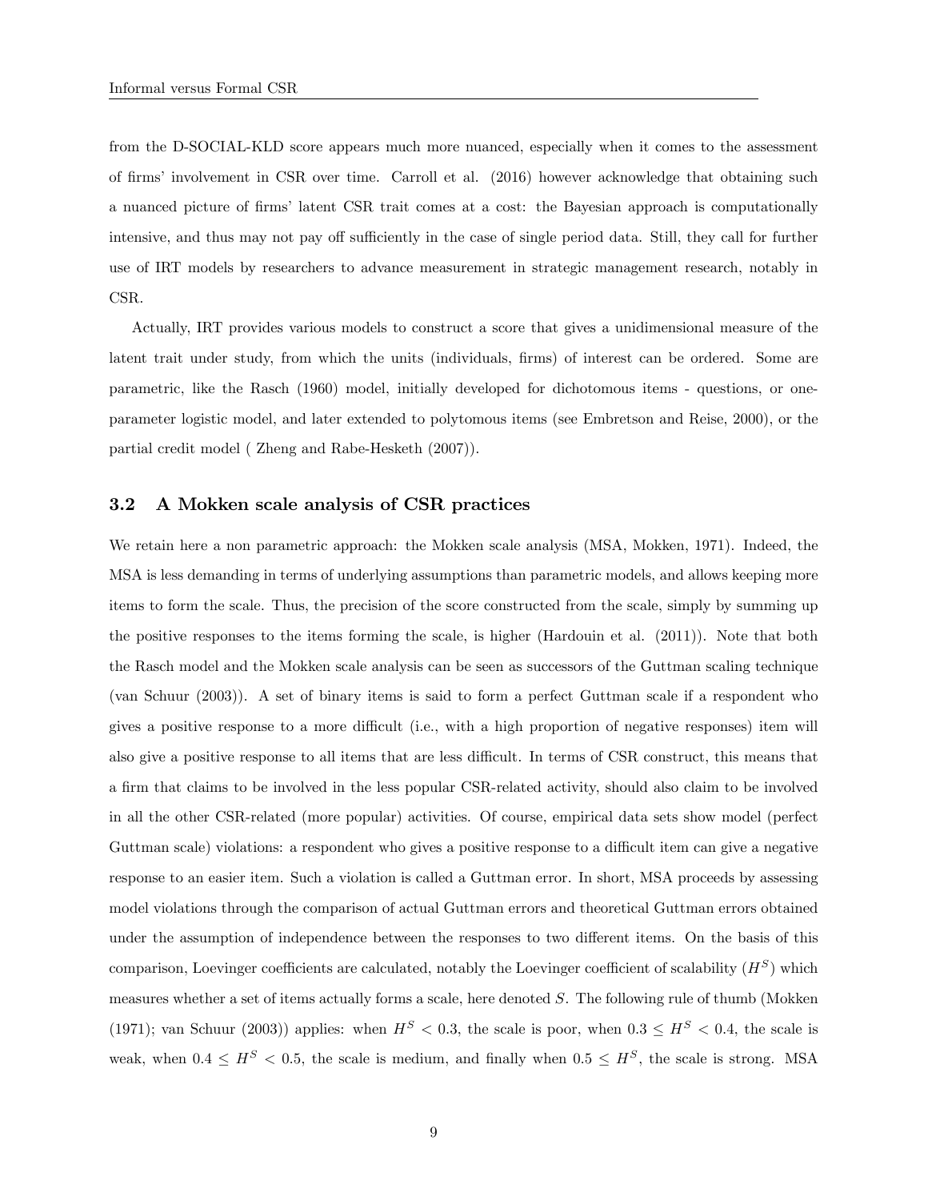from the D-SOCIAL-KLD score appears much more nuanced, especially when it comes to the assessment of firms' involvement in CSR over time. Carroll et al. (2016) however acknowledge that obtaining such a nuanced picture of firms' latent CSR trait comes at a cost: the Bayesian approach is computationally intensive, and thus may not pay off sufficiently in the case of single period data. Still, they call for further use of IRT models by researchers to advance measurement in strategic management research, notably in CSR.

Actually, IRT provides various models to construct a score that gives a unidimensional measure of the latent trait under study, from which the units (individuals, firms) of interest can be ordered. Some are parametric, like the Rasch (1960) model, initially developed for dichotomous items - questions, or one-parameter logistic model, and later extended to polytomous items (see Embretson and Reise, 2000), or the partial credit model ( Zheng and Rabe-Hesketh (2007)).

### 3.2 A Mokken scale analysis of CSR practices

We retain here a non parametric approach: the Mokken scale analysis (MSA, Mokken, 1971). Indeed, the MSA is less demanding in terms of underlying assumptions than parametric models, and allows keeping more items to form the scale. Thus, the precision of the score constructed from the scale, simply by summing up the positive responses to the items forming the scale, is higher (Hardouin et al. (2011)). Note that both the Rasch model and the Mokken scale analysis can be seen as successors of the Guttman scaling technique (van Schuur (2003)). A set of binary items is said to form a perfect Guttman scale if a respondent who gives a positive response to a more difficult (i.e., with a high proportion of negative responses) item will also give a positive response to all items that are less difficult. In terms of CSR construct, this means that a firm that claims to be involved in the less popular CSR-related activity, should also claim to be involved in all the other CSR-related (more popular) activities. Of course, empirical data sets show model (perfect Guttman scale) violations: a respondent who gives a positive response to a difficult item can give a negative response to an easier item. Such a violation is called a Guttman error. In short, MSA proceeds by assessing model violations through the comparison of actual Guttman errors and theoretical Guttman errors obtained under the assumption of independence between the responses to two different items. On the basis of this comparison, Loevinger coefficients are calculated, notably the Loevinger coefficient of scalability ($H^S$) which measures whether a set of items actually forms a scale, here denoted $S$. The following rule of thumb (Mokken (1971); van Schuur (2003)) applies: when $H^S < 0.3$, the scale is poor, when $0.3 \leq H^S < 0.4$, the scale is weak, when $0.4 \leq H^S < 0.5$, the scale is medium, and finally when $0.5 \leq H^S$, the scale is strong. MSA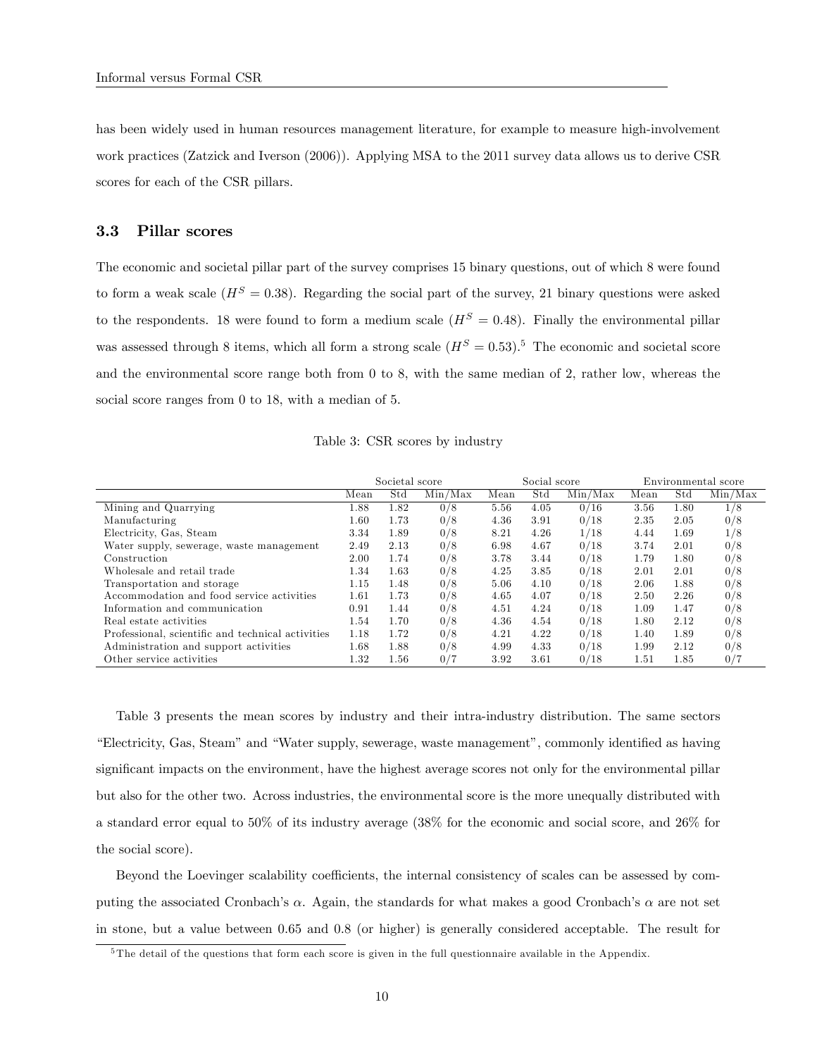has been widely used in human resources management literature, for example to measure high-involvement work practices (Zatzick and Iverson (2006)). Applying MSA to the 2011 survey data allows us to derive CSR scores for each of the CSR pillars.

### 3.3 Pillar scores

The economic and societal pillar part of the survey comprises 15 binary questions, out of which 8 were found to form a weak scale ($H^S = 0.38$). Regarding the social part of the survey, 21 binary questions were asked to the respondents. 18 were found to form a medium scale ($H^S = 0.48$). Finally the environmental pillar was assessed through 8 items, which all form a strong scale ($H^S = 0.53$).[5] The economic and societal score and the environmental score range both from 0 to 8, with the same median of 2, rather low, whereas the social score ranges from 0 to 18, with a median of 5.

Table 3: CSR scores by industry

| | Societal score | | | Social score | | | Environmental score | | |
|---|---|---|---|---|---|---|---|---|---|
| | Mean | Std | Min/Max | Mean | Std | Min/Max | Mean | Std | Min/Max |
| Mining and Quarrying | 1.88 | 1.82 | 0/8 | 5.56 | 4.05 | 0/16 | 3.56 | 1.80 | 1/8 |
| Manufacturing | 1.60 | 1.73 | 0/8 | 4.36 | 3.91 | 0/18 | 2.35 | 2.05 | 0/8 |
| Electricity, Gas, Steam | 3.34 | 1.89 | 0/8 | 8.21 | 4.26 | 1/18 | 4.44 | 1.69 | 1/8 |
| Water supply, sewerage, waste management | 2.49 | 2.13 | 0/8 | 6.98 | 4.67 | 0/18 | 3.74 | 2.01 | 0/8 |
| Construction | 2.00 | 1.74 | 0/8 | 3.78 | 3.44 | 0/18 | 1.79 | 1.80 | 0/8 |
| Wholesale and retail trade | 1.34 | 1.63 | 0/8 | 4.25 | 3.85 | 0/18 | 2.01 | 2.01 | 0/8 |
| Transportation and storage | 1.15 | 1.48 | 0/8 | 5.06 | 4.10 | 0/18 | 2.06 | 1.88 | 0/8 |
| Accommodation and food service activities | 1.61 | 1.73 | 0/8 | 4.65 | 4.07 | 0/18 | 2.50 | 2.26 | 0/8 |
| Information and communication | 0.91 | 1.44 | 0/8 | 4.51 | 4.24 | 0/18 | 1.09 | 1.47 | 0/8 |
| Real estate activities | 1.54 | 1.70 | 0/8 | 4.36 | 4.54 | 0/18 | 1.80 | 2.12 | 0/8 |
| Professional, scientific and technical activities | 1.18 | 1.72 | 0/8 | 4.21 | 4.22 | 0/18 | 1.40 | 1.89 | 0/8 |
| Administration and support activities | 1.68 | 1.88 | 0/8 | 4.99 | 4.33 | 0/18 | 1.99 | 2.12 | 0/8 |
| Other service activities | 1.32 | 1.56 | 0/7 | 3.92 | 3.61 | 0/18 | 1.51 | 1.85 | 0/7 |

Table 3 presents the mean scores by industry and their intra-industry distribution. The same sectors "Electricity, Gas, Steam" and "Water supply, sewerage, waste management", commonly identified as having significant impacts on the environment, have the highest average scores not only for the environmental pillar but also for the other two. Across industries, the environmental score is the more unequally distributed with a standard error equal to 50% of its industry average (38% for the economic and social score, and 26% for the social score).

Beyond the Loevinger scalability coefficients, the internal consistency of scales can be assessed by computing the associated Cronbach's $\alpha$. Again, the standards for what makes a good Cronbach's $\alpha$ are not set in stone, but a value between 0.65 and 0.8 (or higher) is generally considered acceptable. The result for

[5] The detail of the questions that form each score is given in the full questionnaire available in the Appendix.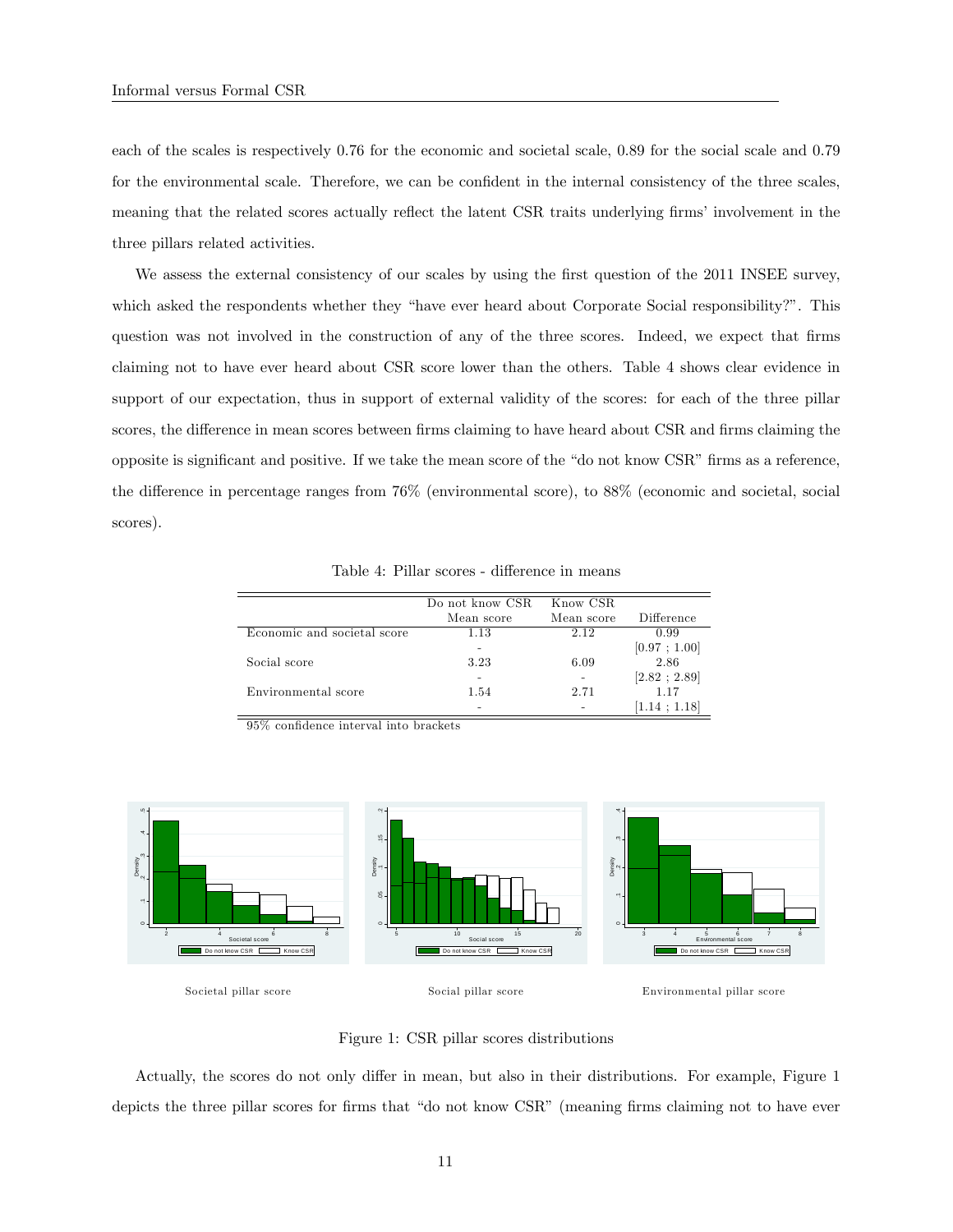each of the scales is respectively 0.76 for the economic and societal scale, 0.89 for the social scale and 0.79 for the environmental scale. Therefore, we can be confident in the internal consistency of the three scales, meaning that the related scores actually reflect the latent CSR traits underlying firms' involvement in the three pillars related activities.

We assess the external consistency of our scales by using the first question of the 2011 INSEE survey, which asked the respondents whether they "have ever heard about Corporate Social responsibility?". This question was not involved in the construction of any of the three scores. Indeed, we expect that firms claiming not to have ever heard about CSR score lower than the others. Table 4 shows clear evidence in support of our expectation, thus in support of external validity of the scores: for each of the three pillar scores, the difference in mean scores between firms claiming to have heard about CSR and firms claiming the opposite is significant and positive. If we take the mean score of the "do not know CSR" firms as a reference, the difference in percentage ranges from 76% (environmental score), to 88% (economic and societal, social scores).

Table 4: Pillar scores - difference in means

| | Do not know CSR Mean score | Know CSR Mean score | Difference |
|---|---|---|---|
| Economic and societal score | 1.13 | 2.12 | 0.99 |
| | - | | [0.97 ; 1.00] |
| Social score | 3.23 | 6.09 | 2.86 |
| | - | - | [2.82 ; 2.89] |
| Environmental score | 1.54 | 2.71 | 1.17 |
| | - | - | [1.14 ; 1.18] |

95% confidence interval into brackets

Societal pillar score

Social pillar score

Environmental pillar score

Figure 1: CSR pillar scores distributions

Actually, the scores do not only differ in mean, but also in their distributions. For example, Figure 1 depicts the three pillar scores for firms that "do not know CSR" (meaning firms claiming not to have ever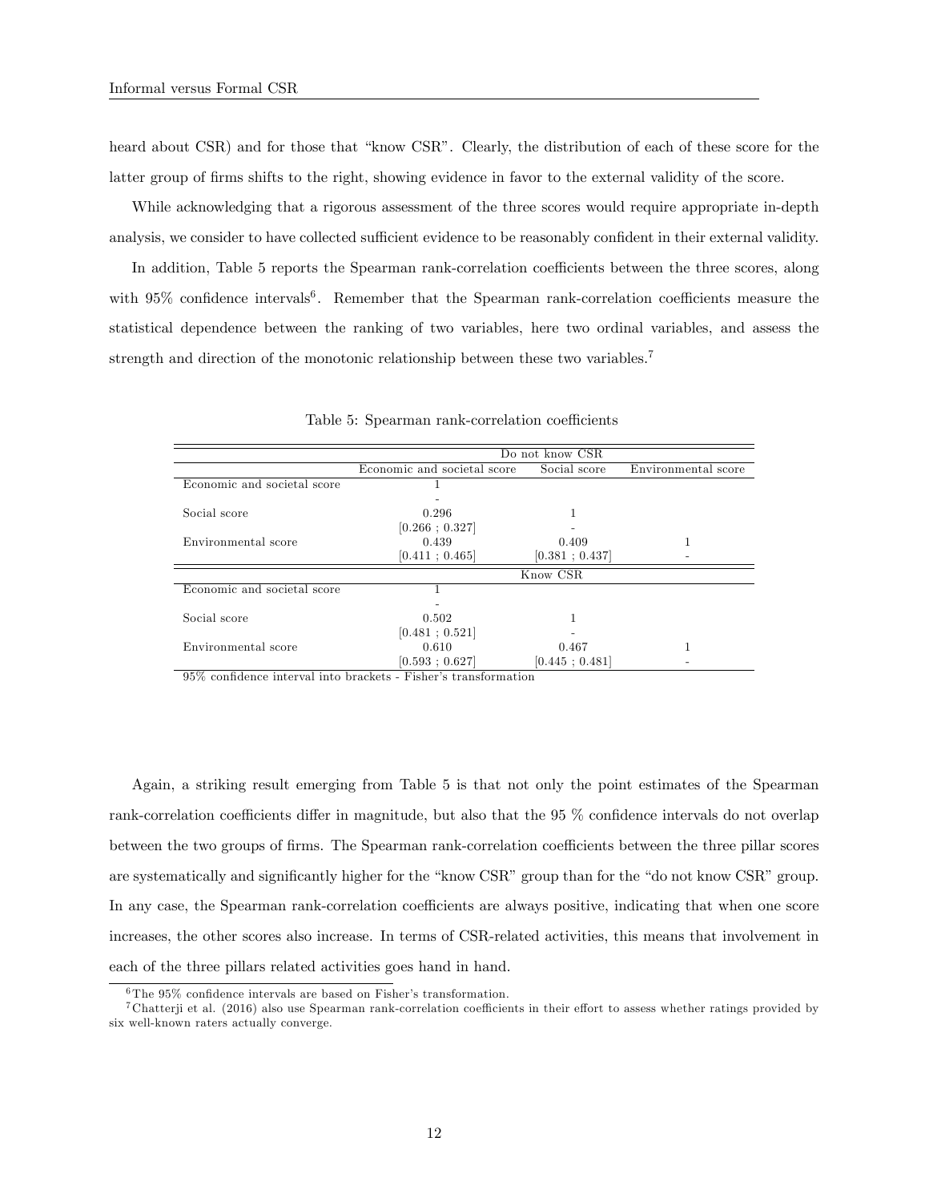heard about CSR) and for those that "know CSR". Clearly, the distribution of each of these score for the latter group of firms shifts to the right, showing evidence in favor to the external validity of the score.

While acknowledging that a rigorous assessment of the three scores would require appropriate in-depth analysis, we consider to have collected sufficient evidence to be reasonably confident in their external validity.

In addition, Table 5 reports the Spearman rank-correlation coefficients between the three scores, along with 95% confidence intervals[6]. Remember that the Spearman rank-correlation coefficients measure the statistical dependence between the ranking of two variables, here two ordinal variables, and assess the strength and direction of the monotonic relationship between these two variables.[7]

Table 5: Spearman rank-correlation coefficients

| | Do not know CSR | | |
|---|---|---|---|
| | Economic and societal score | Social score | Environmental score |
| Economic and societal score | 1 | | |
| | - | | |
| Social score | 0.296 | 1 | |
| | [0.266 ; 0.327] | - | |
| Environmental score | 0.439 | 0.409 | 1 |
| | [0.411 ; 0.465] | [0.381 ; 0.437] | - |
| | Know CSR | | |
| Economic and societal score | 1 | | |
| | - | | |
| Social score | 0.502 | 1 | |
| | [0.481 ; 0.521] | - | |
| Environmental score | 0.610 | 0.467 | 1 |
| | [0.593 ; 0.627] | [0.445 ; 0.481] | - |

95% confidence interval into brackets - Fisher's transformation

Again, a striking result emerging from Table 5 is that not only the point estimates of the Spearman rank-correlation coefficients differ in magnitude, but also that the 95 % confidence intervals do not overlap between the two groups of firms. The Spearman rank-correlation coefficients between the three pillar scores are systematically and significantly higher for the "know CSR" group than for the "do not know CSR" group. In any case, the Spearman rank-correlation coefficients are always positive, indicating that when one score increases, the other scores also increase. In terms of CSR-related activities, this means that involvement in each of the three pillars related activities goes hand in hand.

[6] The 95% confidence intervals are based on Fisher's transformation.

[7] Chatterji et al. (2016) also use Spearman rank-correlation coefficients in their effort to assess whether ratings provided by six well-known raters actually converge.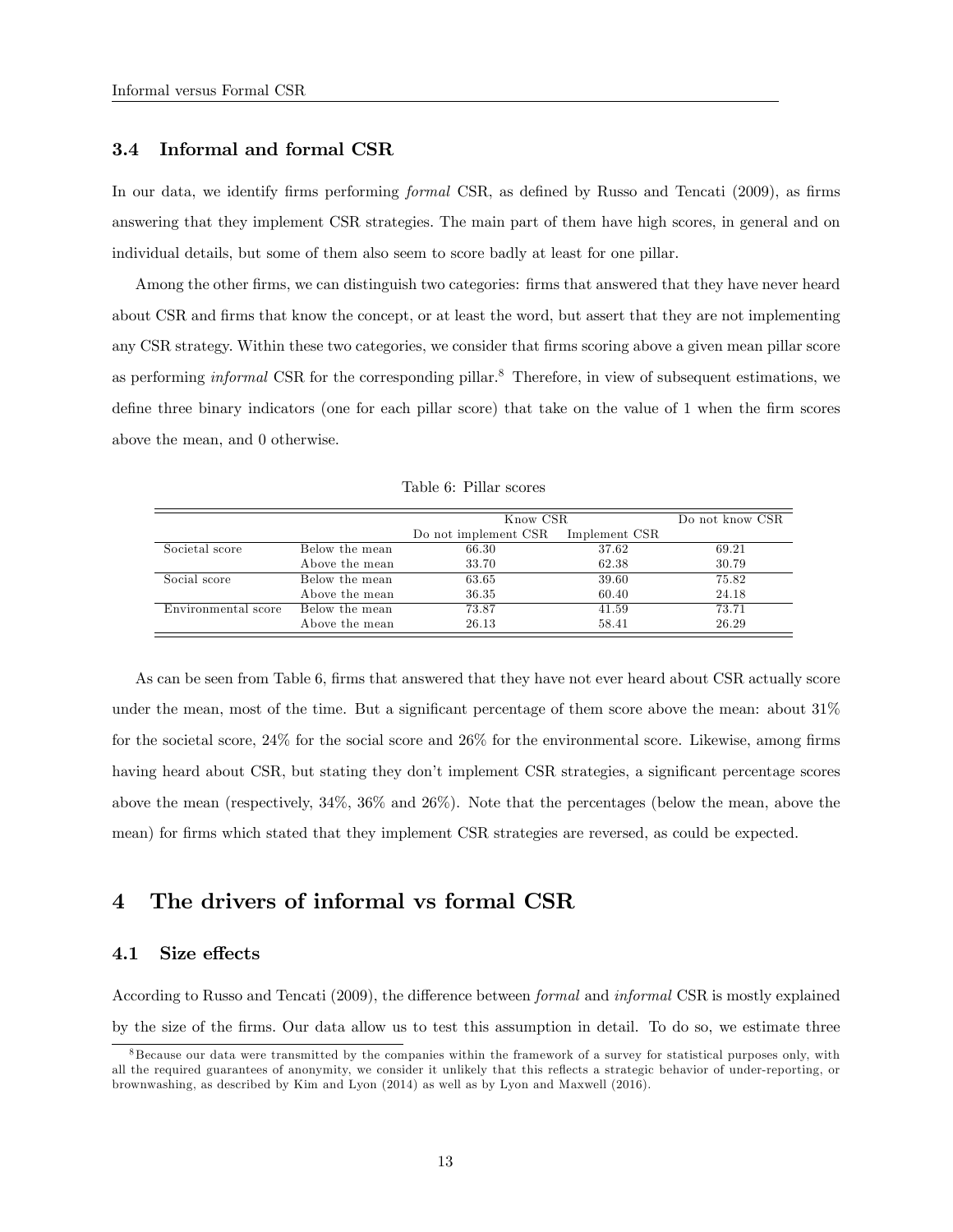### 3.4 Informal and formal CSR

In our data, we identify firms performing *formal* CSR, as defined by Russo and Tencati (2009), as firms answering that they implement CSR strategies. The main part of them have high scores, in general and on individual details, but some of them also seem to score badly at least for one pillar.

Among the other firms, we can distinguish two categories: firms that answered that they have never heard about CSR and firms that know the concept, or at least the word, but assert that they are not implementing any CSR strategy. Within these two categories, we consider that firms scoring above a given mean pillar score as performing *informal* CSR for the corresponding pillar.[8] Therefore, in view of subsequent estimations, we define three binary indicators (one for each pillar score) that take on the value of 1 when the firm scores above the mean, and 0 otherwise.

Table 6: Pillar scores

| | | Know CSR | | Do not know CSR |
|---|---|---|---|---|
| | | Do not implement CSR | Implement CSR | |
| Societal score | Below the mean | 66.30 | 37.62 | 69.21 |
| | Above the mean | 33.70 | 62.38 | 30.79 |
| Social score | Below the mean | 63.65 | 39.60 | 75.82 |
| | Above the mean | 36.35 | 60.40 | 24.18 |
| Environmental score | Below the mean | 73.87 | 41.59 | 73.71 |
| | Above the mean | 26.13 | 58.41 | 26.29 |

As can be seen from Table 6, firms that answered that they have not ever heard about CSR actually score under the mean, most of the time. But a significant percentage of them score above the mean: about 31% for the societal score, 24% for the social score and 26% for the environmental score. Likewise, among firms having heard about CSR, but stating they don't implement CSR strategies, a significant percentage scores above the mean (respectively, 34%, 36% and 26%). Note that the percentages (below the mean, above the mean) for firms which stated that they implement CSR strategies are reversed, as could be expected.

## 4 The drivers of informal vs formal CSR

### 4.1 Size effects

According to Russo and Tencati (2009), the difference between *formal* and *informal* CSR is mostly explained by the size of the firms. Our data allow us to test this assumption in detail. To do so, we estimate three

[8] Because our data were transmitted by the companies within the framework of a survey for statistical purposes only, with all the required guarantees of anonymity, we consider it unlikely that this reflects a strategic behavior of under-reporting, or brownwashing, as described by Kim and Lyon (2014) as well as by Lyon and Maxwell (2016).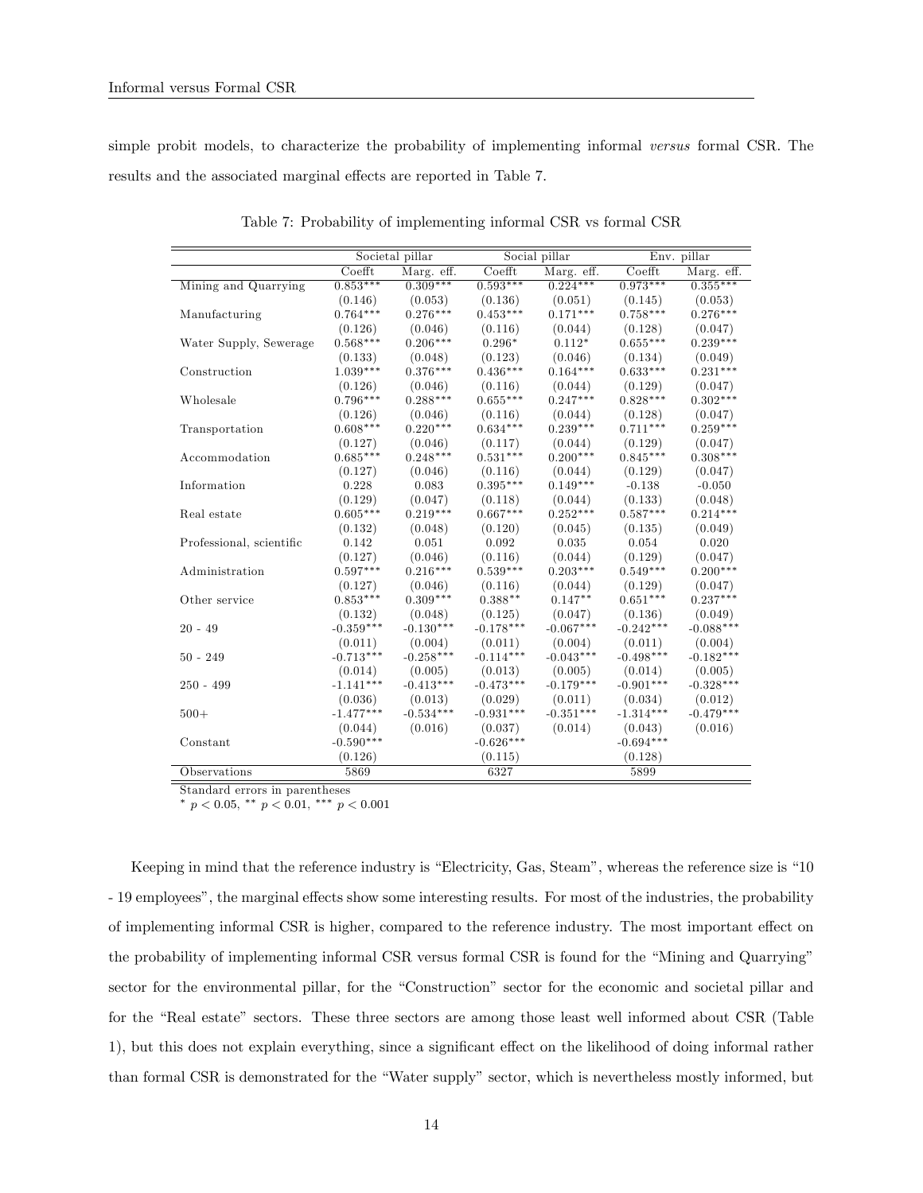simple probit models, to characterize the probability of implementing informal *versus* formal CSR. The results and the associated marginal effects are reported in Table 7.

Table 7: Probability of implementing informal CSR vs formal CSR

| | Societal pillar | | Social pillar | | Env. pillar | |
|---|---|---|---|---|---|---|
| | Coefft | Marg. eff. | Coefft | Marg. eff. | Coefft | Marg. eff. |
| Mining and Quarrying | 0.853*** | 0.309*** | 0.593*** | 0.224*** | 0.973*** | 0.355*** |
| | (0.146) | (0.053) | (0.136) | (0.051) | (0.145) | (0.053) |
| Manufacturing | 0.764*** | 0.276*** | 0.453*** | 0.171*** | 0.758*** | 0.276*** |
| | (0.126) | (0.046) | (0.116) | (0.044) | (0.128) | (0.047) |
| Water Supply, Sewerage | 0.568*** | 0.206*** | 0.296* | 0.112* | 0.655*** | 0.239*** |
| | (0.133) | (0.048) | (0.123) | (0.046) | (0.134) | (0.049) |
| Construction | 1.039*** | 0.376*** | 0.436*** | 0.164*** | 0.633*** | 0.231*** |
| | (0.126) | (0.046) | (0.116) | (0.044) | (0.129) | (0.047) |
| Wholesale | 0.796*** | 0.288*** | 0.655*** | 0.247*** | 0.828*** | 0.302*** |
| | (0.126) | (0.046) | (0.116) | (0.044) | (0.128) | (0.047) |
| Transportation | 0.608*** | 0.220*** | 0.634*** | 0.239*** | 0.711*** | 0.259*** |
| | (0.127) | (0.046) | (0.117) | (0.044) | (0.129) | (0.047) |
| Accommodation | 0.685*** | 0.248*** | 0.531*** | 0.200*** | 0.845*** | 0.308*** |
| | (0.127) | (0.046) | (0.116) | (0.044) | (0.129) | (0.047) |
| Information | 0.228 | 0.083 | 0.395*** | 0.149*** | -0.138 | -0.050 |
| | (0.129) | (0.047) | (0.118) | (0.044) | (0.133) | (0.048) |
| Real estate | 0.605*** | 0.219*** | 0.667*** | 0.252*** | 0.587*** | 0.214*** |
| | (0.132) | (0.048) | (0.120) | (0.045) | (0.135) | (0.049) |
| Professional, scientific | 0.142 | 0.051 | 0.092 | 0.035 | 0.054 | 0.020 |
| | (0.127) | (0.046) | (0.116) | (0.044) | (0.129) | (0.047) |
| Administration | 0.597*** | 0.216*** | 0.539*** | 0.203*** | 0.549*** | 0.200*** |
| | (0.127) | (0.046) | (0.116) | (0.044) | (0.129) | (0.047) |
| Other service | 0.853*** | 0.309*** | 0.388** | 0.147** | 0.651*** | 0.237*** |
| | (0.132) | (0.048) | (0.125) | (0.047) | (0.136) | (0.049) |
| 20 - 49 | -0.359*** | -0.130*** | -0.178*** | -0.067*** | -0.242*** | -0.088*** |
| | (0.011) | (0.004) | (0.011) | (0.004) | (0.011) | (0.004) |
| 50 - 249 | -0.713*** | -0.258*** | -0.114*** | -0.043*** | -0.498*** | -0.182*** |
| | (0.014) | (0.005) | (0.013) | (0.005) | (0.014) | (0.005) |
| 250 - 499 | -1.141*** | -0.413*** | -0.473*** | -0.179*** | -0.901*** | -0.328*** |
| | (0.036) | (0.013) | (0.029) | (0.011) | (0.034) | (0.012) |
| 500+ | -1.477*** | -0.534*** | -0.931*** | -0.351*** | -1.314*** | -0.479*** |
| | (0.044) | (0.016) | (0.037) | (0.014) | (0.043) | (0.016) |
| Constant | -0.590*** | | -0.626*** | | -0.694*** | |
| | (0.126) | | (0.115) | | (0.128) | |
| Observations | 5869 | | 6327 | | 5899 | |

Standard errors in parentheses
\* $p < 0.05$, \*\* $p < 0.01$, \*\*\* $p < 0.001$

Keeping in mind that the reference industry is "Electricity, Gas, Steam", whereas the reference size is "10 - 19 employees", the marginal effects show some interesting results. For most of the industries, the probability of implementing informal CSR is higher, compared to the reference industry. The most important effect on the probability of implementing informal CSR versus formal CSR is found for the "Mining and Quarrying" sector for the environmental pillar, for the "Construction" sector for the economic and societal pillar and for the "Real estate" sectors. These three sectors are among those least well informed about CSR (Table 1), but this does not explain everything, since a significant effect on the likelihood of doing informal rather than formal CSR is demonstrated for the "Water supply" sector, which is nevertheless mostly informed, but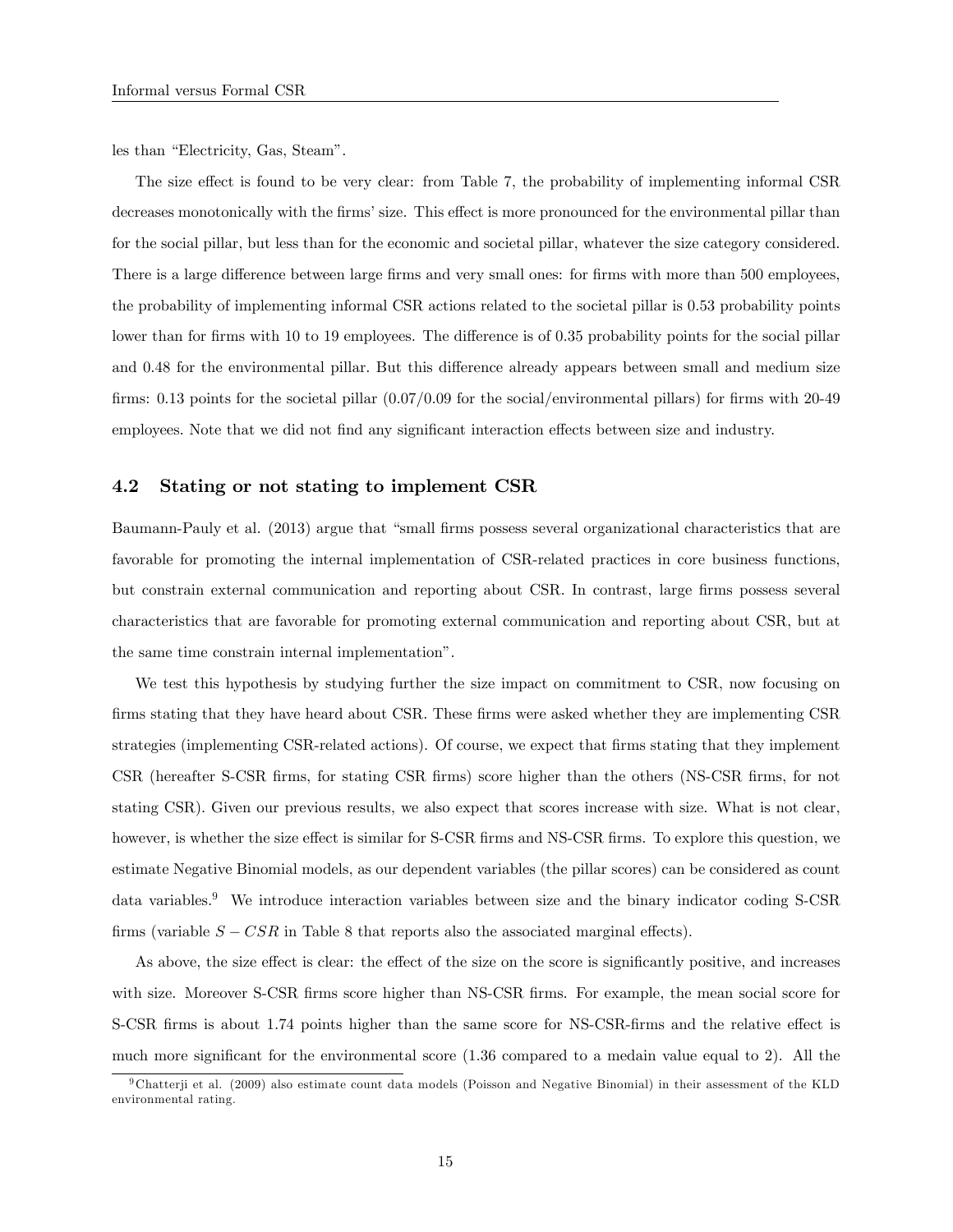les than “Electricity, Gas, Steam”.

The size effect is found to be very clear: from Table 7, the probability of implementing informal CSR decreases monotonically with the firms' size. This effect is more pronounced for the environmental pillar than for the social pillar, but less than for the economic and societal pillar, whatever the size category considered. There is a large difference between large firms and very small ones: for firms with more than 500 employees, the probability of implementing informal CSR actions related to the societal pillar is 0.53 probability points lower than for firms with 10 to 19 employees. The difference is of 0.35 probability points for the social pillar and 0.48 for the environmental pillar. But this difference already appears between small and medium size firms: 0.13 points for the societal pillar (0.07/0.09 for the social/environmental pillars) for firms with 20-49 employees. Note that we did not find any significant interaction effects between size and industry.

## 4.2 Stating or not stating to implement CSR

Baumann-Pauly et al. (2013) argue that “small firms possess several organizational characteristics that are favorable for promoting the internal implementation of CSR-related practices in core business functions, but constrain external communication and reporting about CSR. In contrast, large firms possess several characteristics that are favorable for promoting external communication and reporting about CSR, but at the same time constrain internal implementation”.

We test this hypothesis by studying further the size impact on commitment to CSR, now focusing on firms stating that they have heard about CSR. These firms were asked whether they are implementing CSR strategies (implementing CSR-related actions). Of course, we expect that firms stating that they implement CSR (hereafter S-CSR firms, for stating CSR firms) score higher than the others (NS-CSR firms, for not stating CSR). Given our previous results, we also expect that scores increase with size. What is not clear, however, is whether the size effect is similar for S-CSR firms and NS-CSR firms. To explore this question, we estimate Negative Binomial models, as our dependent variables (the pillar scores) can be considered as count data variables.[9] We introduce interaction variables between size and the binary indicator coding S-CSR firms (variable $S-CSR$ in Table 8 that reports also the associated marginal effects).

As above, the size effect is clear: the effect of the size on the score is significantly positive, and increases with size. Moreover S-CSR firms score higher than NS-CSR firms. For example, the mean social score for S-CSR firms is about 1.74 points higher than the same score for NS-CSR-firms and the relative effect is much more significant for the environmental score (1.36 compared to a medain value equal to 2). All the

[9] Chatterji et al. (2009) also estimate count data models (Poisson and Negative Binomial) in their assessment of the KLD environmental rating.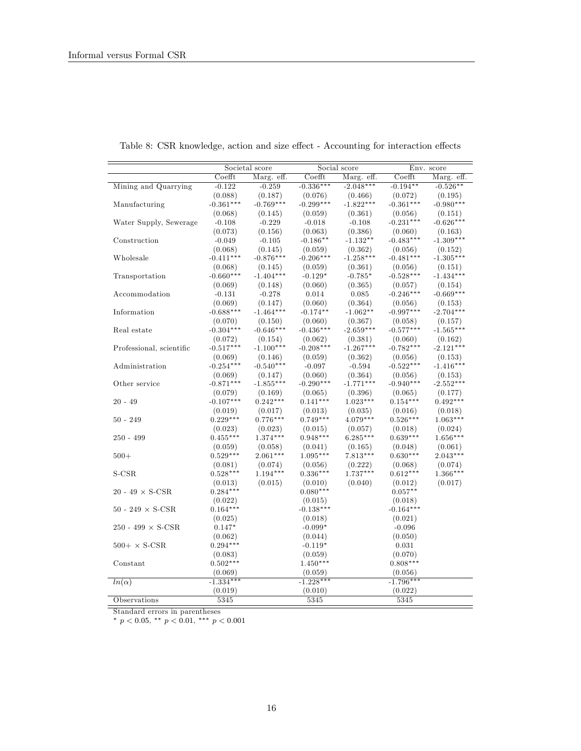Table 8: CSR knowledge, action and size effect - Accounting for interaction effects

| | Societal score | | Social score | | Env. score | |
|---|---|---|---|---|---|---|
| | Coefft | Marg. eff. | Coefft | Marg. eff. | Coefft | Marg. eff. |
| Mining and Quarrying | -0.122 | -0.259 | -0.336*** | -2.048*** | -0.194** | -0.526** |
| | (0.088) | (0.187) | (0.076) | (0.466) | (0.072) | (0.195) |
| Manufacturing | -0.361*** | -0.769*** | -0.299*** | -1.822*** | -0.361*** | -0.980*** |
| | (0.068) | (0.145) | (0.059) | (0.361) | (0.056) | (0.151) |
| Water Supply, Sewerage | -0.108 | -0.229 | -0.018 | -0.108 | -0.231*** | -0.626*** |
| | (0.073) | (0.156) | (0.063) | (0.386) | (0.060) | (0.163) |
| Construction | -0.049 | -0.105 | -0.186** | -1.132** | -0.483*** | -1.309*** |
| | (0.068) | (0.145) | (0.059) | (0.362) | (0.056) | (0.152) |
| Wholesale | -0.411*** | -0.876*** | -0.206*** | -1.258*** | -0.481*** | -1.305*** |
| | (0.068) | (0.145) | (0.059) | (0.361) | (0.056) | (0.151) |
| Transportation | -0.660*** | -1.404*** | -0.129* | -0.785* | -0.528*** | -1.434*** |
| | (0.069) | (0.148) | (0.060) | (0.365) | (0.057) | (0.154) |
| Accommodation | -0.131 | -0.278 | 0.014 | 0.085 | -0.246*** | -0.669*** |
| | (0.069) | (0.147) | (0.060) | (0.364) | (0.056) | (0.153) |
| Information | -0.688*** | -1.464*** | -0.174** | -1.062** | -0.997*** | -2.704*** |
| | (0.070) | (0.150) | (0.060) | (0.367) | (0.058) | (0.157) |
| Real estate | -0.304*** | -0.646*** | -0.436*** | -2.659*** | -0.577*** | -1.565*** |
| | (0.072) | (0.154) | (0.062) | (0.381) | (0.060) | (0.162) |
| Professional, scientific | -0.517*** | -1.100*** | -0.208*** | -1.267*** | -0.782*** | -2.121*** |
| | (0.069) | (0.146) | (0.059) | (0.362) | (0.056) | (0.153) |
| Administration | -0.254*** | -0.540*** | -0.097 | -0.594 | -0.522*** | -1.416*** |
| | (0.069) | (0.147) | (0.060) | (0.364) | (0.056) | (0.153) |
| Other service | -0.871*** | -1.855*** | -0.290*** | -1.771*** | -0.940*** | -2.552*** |
| | (0.079) | (0.169) | (0.065) | (0.396) | (0.065) | (0.177) |
| 20 - 49 | -0.107*** | 0.242*** | 0.141*** | 1.023*** | 0.154*** | 0.492*** |
| | (0.019) | (0.017) | (0.013) | (0.035) | (0.016) | (0.018) |
| 50 - 249 | 0.229*** | 0.776*** | 0.749*** | 4.079*** | 0.526*** | 1.063*** |
| | (0.023) | (0.023) | (0.015) | (0.057) | (0.018) | (0.024) |
| 250 - 499 | 0.455*** | 1.374*** | 0.948*** | 6.285*** | 0.639*** | 1.656*** |
| | (0.059) | (0.058) | (0.041) | (0.165) | (0.048) | (0.061) |
| 500+ | 0.529*** | 2.061*** | 1.095*** | 7.813*** | 0.630*** | 2.043*** |
| | (0.081) | (0.074) | (0.056) | (0.222) | (0.068) | (0.074) |
| S-CSR | 0.528*** | 1.194*** | 0.336*** | 1.737*** | 0.612*** | 1.366*** |
| | (0.013) | (0.015) | (0.010) | (0.040) | (0.012) | (0.017) |
| 20 - 49 × S-CSR | 0.284*** | | 0.080*** | | 0.057** | |
| | (0.022) | | (0.015) | | (0.018) | |
| 50 - 249 × S-CSR | 0.164*** | | -0.138*** | | -0.164*** | |
| | (0.025) | | (0.018) | | (0.021) | |
| 250 - 499 × S-CSR | 0.147* | | -0.099* | | -0.096 | |
| | (0.062) | | (0.044) | | (0.050) | |
| 500+ × S-CSR | 0.294*** | | -0.119* | | 0.031 | |
| | (0.083) | | (0.059) | | (0.070) | |
| Constant | 0.502*** | | 1.450*** | | 0.808*** | |
| | (0.069) | | (0.059) | | (0.056) | |
| $ln(\alpha)$ | -1.334*** | | -1.228*** | | -1.796*** | |
| | (0.019) | | (0.010) | | (0.022) | |
| Observations | 5345 | | 5345 | | 5345 | |

Standard errors in parentheses

* $p < 0.05$, ** $p < 0.01$, *** $p < 0.001$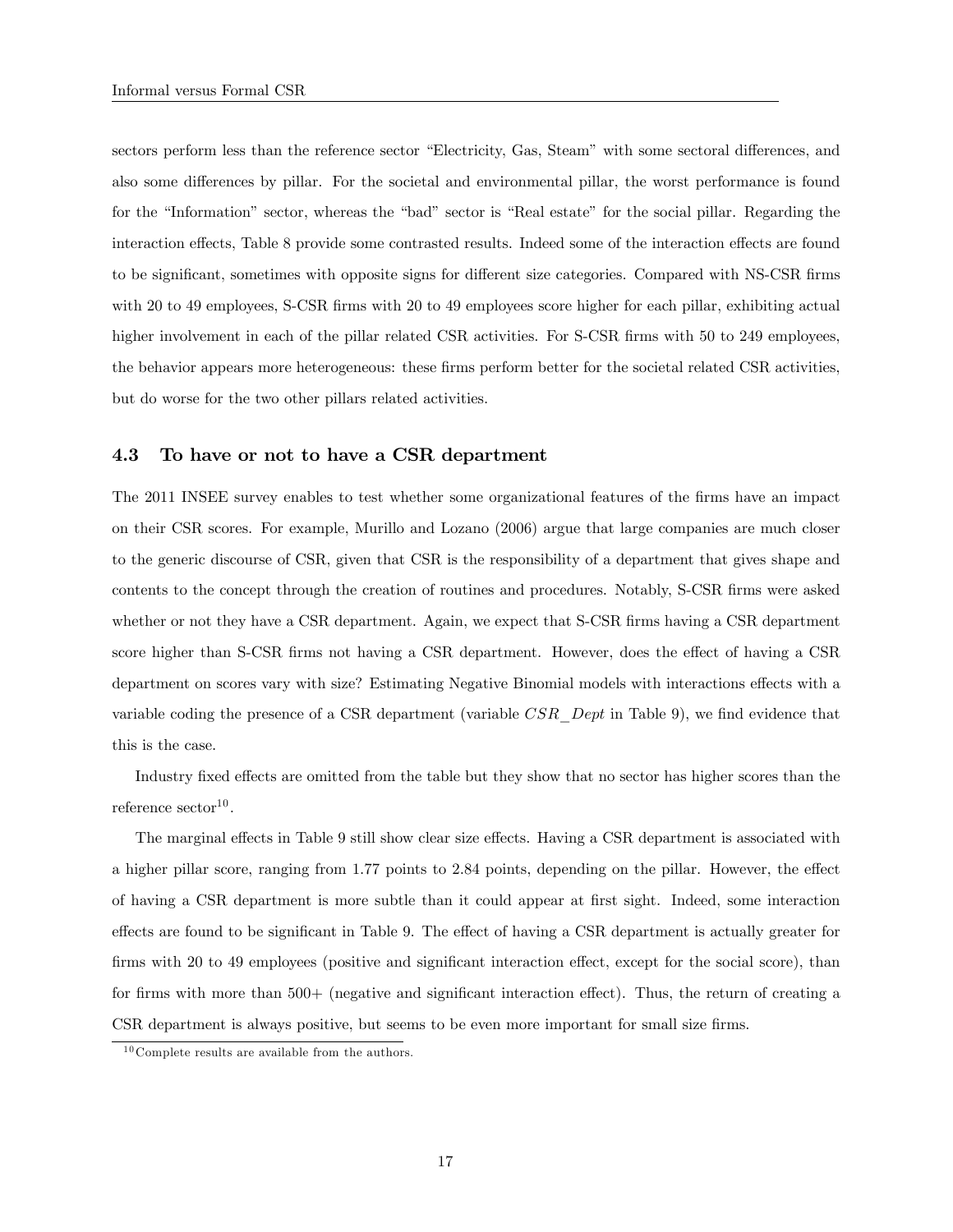sectors perform less than the reference sector "Electricity, Gas, Steam" with some sectoral differences, and also some differences by pillar. For the societal and environmental pillar, the worst performance is found for the "Information" sector, whereas the "bad" sector is "Real estate" for the social pillar. Regarding the interaction effects, Table 8 provide some contrasted results. Indeed some of the interaction effects are found to be significant, sometimes with opposite signs for different size categories. Compared with NS-CSR firms with 20 to 49 employees, S-CSR firms with 20 to 49 employees score higher for each pillar, exhibiting actual higher involvement in each of the pillar related CSR activities. For S-CSR firms with 50 to 249 employees, the behavior appears more heterogeneous: these firms perform better for the societal related CSR activities, but do worse for the two other pillars related activities.

### 4.3 To have or not to have a CSR department

The 2011 INSEE survey enables to test whether some organizational features of the firms have an impact on their CSR scores. For example, Murillo and Lozano (2006) argue that large companies are much closer to the generic discourse of CSR, given that CSR is the responsibility of a department that gives shape and contents to the concept through the creation of routines and procedures. Notably, S-CSR firms were asked whether or not they have a CSR department. Again, we expect that S-CSR firms having a CSR department score higher than S-CSR firms not having a CSR department. However, does the effect of having a CSR department on scores vary with size? Estimating Negative Binomial models with interactions effects with a variable coding the presence of a CSR department (variable $CSR\_Dept$ in Table 9), we find evidence that this is the case.

Industry fixed effects are omitted from the table but they show that no sector has higher scores than the reference sector[10].

The marginal effects in Table 9 still show clear size effects. Having a CSR department is associated with a higher pillar score, ranging from 1.77 points to 2.84 points, depending on the pillar. However, the effect of having a CSR department is more subtle than it could appear at first sight. Indeed, some interaction effects are found to be significant in Table 9. The effect of having a CSR department is actually greater for firms with 20 to 49 employees (positive and significant interaction effect, except for the social score), than for firms with more than 500+ (negative and significant interaction effect). Thus, the return of creating a CSR department is always positive, but seems to be even more important for small size firms.

[10]Complete results are available from the authors.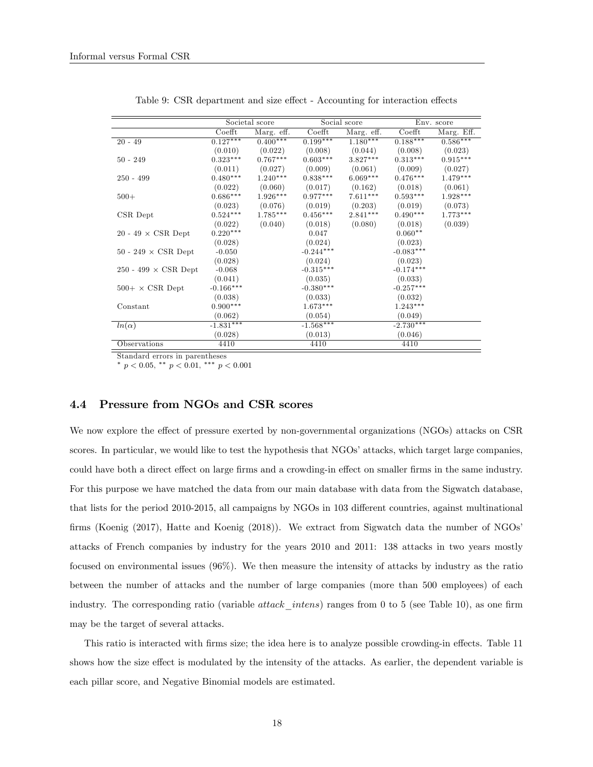Table 9: CSR department and size effect - Accounting for interaction effects

| | Societal score | | Social score | | Env. score | |
|---|---|---|---|---|---|---|
| | Coefft | Marg. eff. | Coefft | Marg. eff. | Coefft | Marg. Eff. |
| 20 - 49 | 0.127*** | 0.400*** | 0.199*** | 1.180*** | 0.188*** | 0.586*** |
| | (0.010) | (0.022) | (0.008) | (0.044) | (0.008) | (0.023) |
| 50 - 249 | 0.323*** | 0.767*** | 0.603*** | 3.827*** | 0.313*** | 0.915*** |
| | (0.011) | (0.027) | (0.009) | (0.061) | (0.009) | (0.027) |
| 250 - 499 | 0.480*** | 1.240*** | 0.838*** | 6.069*** | 0.476*** | 1.479*** |
| | (0.022) | (0.060) | (0.017) | (0.162) | (0.018) | (0.061) |
| 500+ | 0.686*** | 1.926*** | 0.977*** | 7.611*** | 0.593*** | 1.928*** |
| | (0.023) | (0.076) | (0.019) | (0.203) | (0.019) | (0.073) |
| CSR Dept | 0.524*** | 1.785*** | 0.456*** | 2.841*** | 0.490*** | 1.773*** |
| | (0.022) | (0.040) | (0.018) | (0.080) | (0.018) | (0.039) |
| 20 - 49 × CSR Dept | 0.220*** | | 0.047 | | 0.060** | |
| | (0.028) | | (0.024) | | (0.023) | |
| 50 - 249 × CSR Dept | -0.050 | | -0.244*** | | -0.083*** | |
| | (0.028) | | (0.024) | | (0.023) | |
| 250 - 499 × CSR Dept | -0.068 | | -0.315*** | | -0.174*** | |
| | (0.041) | | (0.035) | | (0.033) | |
| 500+ × CSR Dept | -0.166*** | | -0.380*** | | -0.257*** | |
| | (0.038) | | (0.033) | | (0.032) | |
| Constant | 0.900*** | | 1.673*** | | 1.243*** | |
| | (0.062) | | (0.054) | | (0.049) | |
| $ln(\alpha)$ | -1.831*** | | -1.568*** | | -2.730*** | |
| | (0.028) | | (0.013) | | (0.046) | |
| Observations | 4410 | | 4410 | | 4410 | |

Standard errors in parentheses
$^{*}$ $p < 0.05$, $^{**}$ $p < 0.01$, $^{***}$ $p < 0.001$

## 4.4 Pressure from NGOs and CSR scores

We now explore the effect of pressure exerted by non-governmental organizations (NGOs) attacks on CSR scores. In particular, we would like to test the hypothesis that NGOs' attacks, which target large companies, could have both a direct effect on large firms and a crowding-in effect on smaller firms in the same industry. For this purpose we have matched the data from our main database with data from the Sigwatch database, that lists for the period 2010-2015, all campaigns by NGOs in 103 different countries, against multinational firms (Koenig (2017), Hatte and Koenig (2018)). We extract from Sigwatch data the number of NGOs' attacks of French companies by industry for the years 2010 and 2011: 138 attacks in two years mostly focused on environmental issues (96%). We then measure the intensity of attacks by industry as the ratio between the number of attacks and the number of large companies (more than 500 employees) of each industry. The corresponding ratio (variable *attack_intens*) ranges from 0 to 5 (see Table 10), as one firm may be the target of several attacks.

This ratio is interacted with firms size; the idea here is to analyze possible crowding-in effects. Table 11 shows how the size effect is modulated by the intensity of the attacks. As earlier, the dependent variable is each pillar score, and Negative Binomial models are estimated.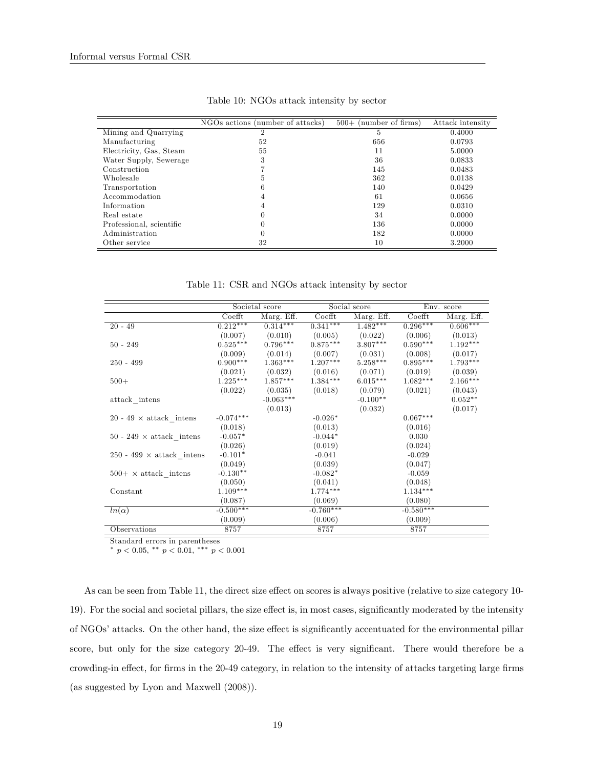Table 10: NGOs attack intensity by sector

| | NGOs actions (number of attacks) | 500+ (number of firms) | Attack intensity |
|---|---|---|---|
| Mining and Quarrying | 2 | 5 | 0.4000 |
| Manufacturing | 52 | 656 | 0.0793 |
| Electricity, Gas, Steam | 55 | 11 | 5.0000 |
| Water Supply, Sewerage | 3 | 36 | 0.0833 |
| Construction | 7 | 145 | 0.0483 |
| Wholesale | 5 | 362 | 0.0138 |
| Transportation | 6 | 140 | 0.0429 |
| Accommodation | 4 | 61 | 0.0656 |
| Information | 4 | 129 | 0.0310 |
| Real estate | 0 | 34 | 0.0000 |
| Professional, scientific | 0 | 136 | 0.0000 |
| Administration | 0 | 182 | 0.0000 |
| Other service | 32 | 10 | 3.2000 |

Table 11: CSR and NGOs attack intensity by sector

| | Societal score | | Social score | | Env. score | |
|---|---|---|---|---|---|---|
| | Coefft | Marg. Eff. | Coefft | Marg. Eff. | Coefft | Marg. Eff. |
| 20 - 49 | 0.212*** | 0.314*** | 0.341*** | 1.482*** | 0.296*** | 0.606*** |
| | (0.007) | (0.010) | (0.005) | (0.022) | (0.006) | (0.013) |
| 50 - 249 | 0.525*** | 0.796*** | 0.875*** | 3.807*** | 0.590*** | 1.192*** |
| | (0.009) | (0.014) | (0.007) | (0.031) | (0.008) | (0.017) |
| 250 - 499 | 0.900*** | 1.363*** | 1.207*** | 5.258*** | 0.895*** | 1.793*** |
| | (0.021) | (0.032) | (0.016) | (0.071) | (0.019) | (0.039) |
| 500+ | 1.225*** | 1.857*** | 1.384*** | 6.015*** | 1.082*** | 2.166*** |
| | (0.022) | (0.035) | (0.018) | (0.079) | (0.021) | (0.043) |
| attack_intens | | -0.063*** | | -0.100** | | 0.052** |
| | | (0.013) | | (0.032) | | (0.017) |
| 20 - 49 × attack_intens | -0.074*** | | -0.026* | | 0.067*** | |
| | (0.018) | | (0.013) | | (0.016) | |
| 50 - 249 × attack_intens | -0.057* | | -0.044* | | 0.030 | |
| | (0.026) | | (0.019) | | (0.024) | |
| 250 - 499 × attack_intens | -0.101* | | -0.041 | | -0.029 | |
| | (0.049) | | (0.039) | | (0.047) | |
| 500+ × attack_intens | -0.130** | | -0.082* | | -0.059 | |
| | (0.050) | | (0.041) | | (0.048) | |
| Constant | 1.109*** | | 1.774*** | | 1.134*** | |
| | (0.087) | | (0.069) | | (0.080) | |
| $ln(\alpha)$ | -0.500*** | | -0.760*** | | -0.580*** | |
| | (0.009) | | (0.006) | | (0.009) | |
| Observations | 8757 | | 8757 | | 8757 | |

Standard errors in parentheses
* $p < 0.05$, ** $p < 0.01$, *** $p < 0.001$

As can be seen from Table 11, the direct size effect on scores is always positive (relative to size category 10-19). For the social and societal pillars, the size effect is, in most cases, significantly moderated by the intensity of NGOs' attacks. On the other hand, the size effect is significantly accentuated for the environmental pillar score, but only for the size category 20-49. The effect is very significant. There would therefore be a crowding-in effect, for firms in the 20-49 category, in relation to the intensity of attacks targeting large firms (as suggested by Lyon and Maxwell (2008)).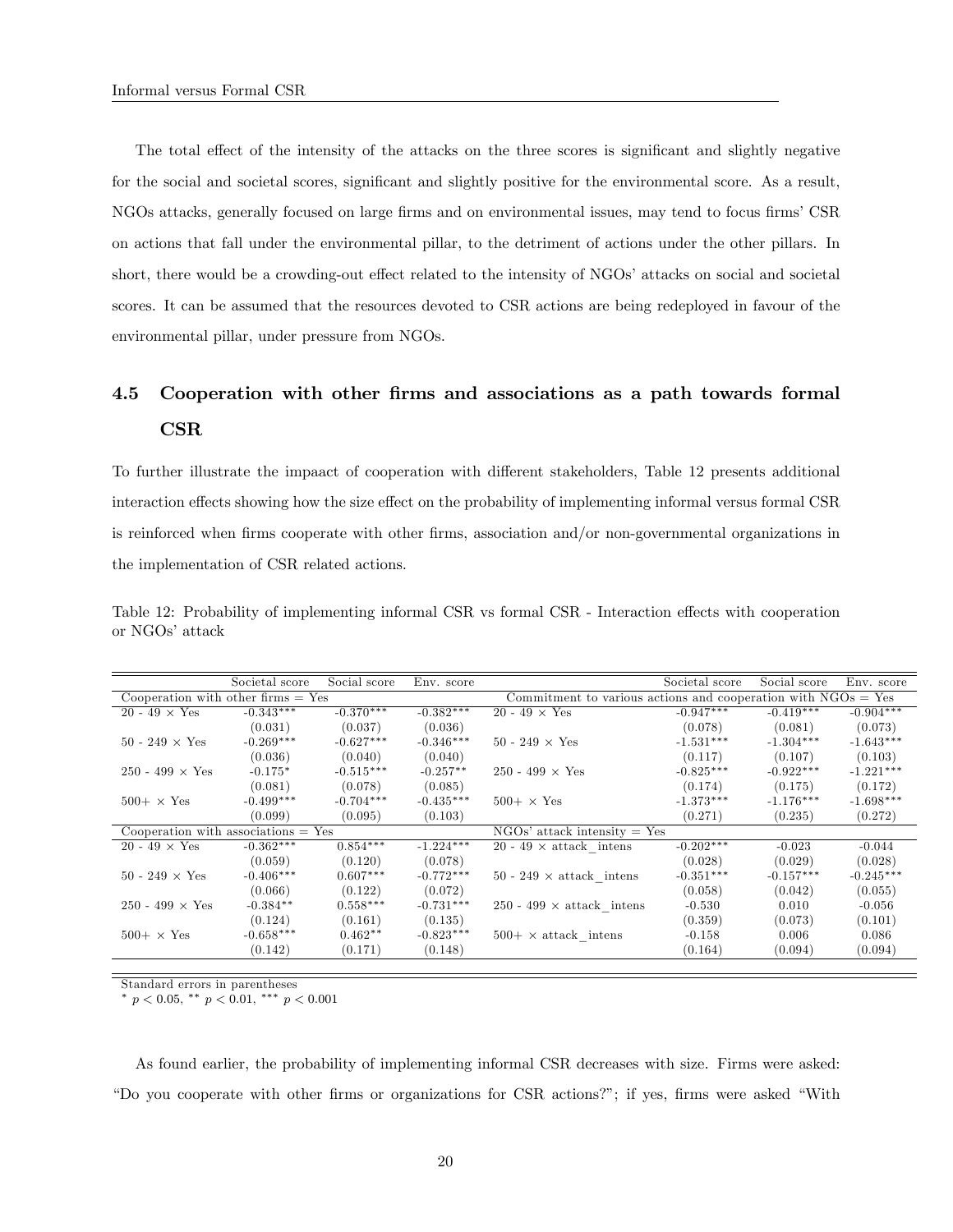The total effect of the intensity of the attacks on the three scores is significant and slightly negative for the social and societal scores, significant and slightly positive for the environmental score. As a result, NGOs attacks, generally focused on large firms and on environmental issues, may tend to focus firms' CSR on actions that fall under the environmental pillar, to the detriment of actions under the other pillars. In short, there would be a crowding-out effect related to the intensity of NGOs' attacks on social and societal scores. It can be assumed that the resources devoted to CSR actions are being redeployed in favour of the environmental pillar, under pressure from NGOs.

## 4.5 Cooperation with other firms and associations as a path towards formal CSR

To further illustrate the impaact of cooperation with different stakeholders, Table 12 presents additional interaction effects showing how the size effect on the probability of implementing informal versus formal CSR is reinforced when firms cooperate with other firms, association and/or non-governmental organizations in the implementation of CSR related actions.

Table 12: Probability of implementing informal CSR vs formal CSR - Interaction effects with cooperation or NGOs' attack

| | Societal score | Social score | Env. score | | Societal score | Social score | Env. score |
|---|---|---|---|---|---|---|---|
| Cooperation with other firms = Yes | | | | Commitment to various actions and cooperation with NGOs = Yes | | | |
| 20 - 49 × Yes | -0.343*** | -0.370*** | -0.382*** | 20 - 49 × Yes | -0.947*** | -0.419*** | -0.904*** |
| | (0.031) | (0.037) | (0.036) | | (0.078) | (0.081) | (0.073) |
| 50 - 249 × Yes | -0.269*** | -0.627*** | -0.346*** | 50 - 249 × Yes | -1.531*** | -1.304*** | -1.643*** |
| | (0.036) | (0.040) | (0.040) | | (0.117) | (0.107) | (0.103) |
| 250 - 499 × Yes | -0.175* | -0.515*** | -0.257** | 250 - 499 × Yes | -0.825*** | -0.922*** | -1.221*** |
| | (0.081) | (0.078) | (0.085) | | (0.174) | (0.175) | (0.172) |
| 500+ × Yes | -0.499*** | -0.704*** | -0.435*** | 500+ × Yes | -1.373*** | -1.176*** | -1.698*** |
| | (0.099) | (0.095) | (0.103) | | (0.271) | (0.235) | (0.272) |
| Cooperation with associations = Yes | | | | NGOs' attack intensity = Yes | | | |
| 20 - 49 × Yes | -0.362*** | 0.854*** | -1.224*** | 20 - 49 × attack_intens | -0.202*** | -0.023 | -0.044 |
| | (0.059) | (0.120) | (0.078) | | (0.028) | (0.029) | (0.028) |
| 50 - 249 × Yes | -0.406*** | 0.607*** | -0.772*** | 50 - 249 × attack_intens | -0.351*** | -0.157*** | -0.245*** |
| | (0.066) | (0.122) | (0.072) | | (0.058) | (0.042) | (0.055) |
| 250 - 499 × Yes | -0.384** | 0.558*** | -0.731*** | 250 - 499 × attack_intens | -0.530 | 0.010 | -0.056 |
| | (0.124) | (0.161) | (0.135) | | (0.359) | (0.073) | (0.101) |
| 500+ × Yes | -0.658*** | 0.462** | -0.823*** | 500+ × attack_intens | -0.158 | 0.006 | 0.086 |
| | (0.142) | (0.171) | (0.148) | | (0.164) | (0.094) | (0.094) |

Standard errors in parentheses
* $p < 0.05$, ** $p < 0.01$, *** $p < 0.001$

As found earlier, the probability of implementing informal CSR decreases with size. Firms were asked: "Do you cooperate with other firms or organizations for CSR actions?"; if yes, firms were asked "With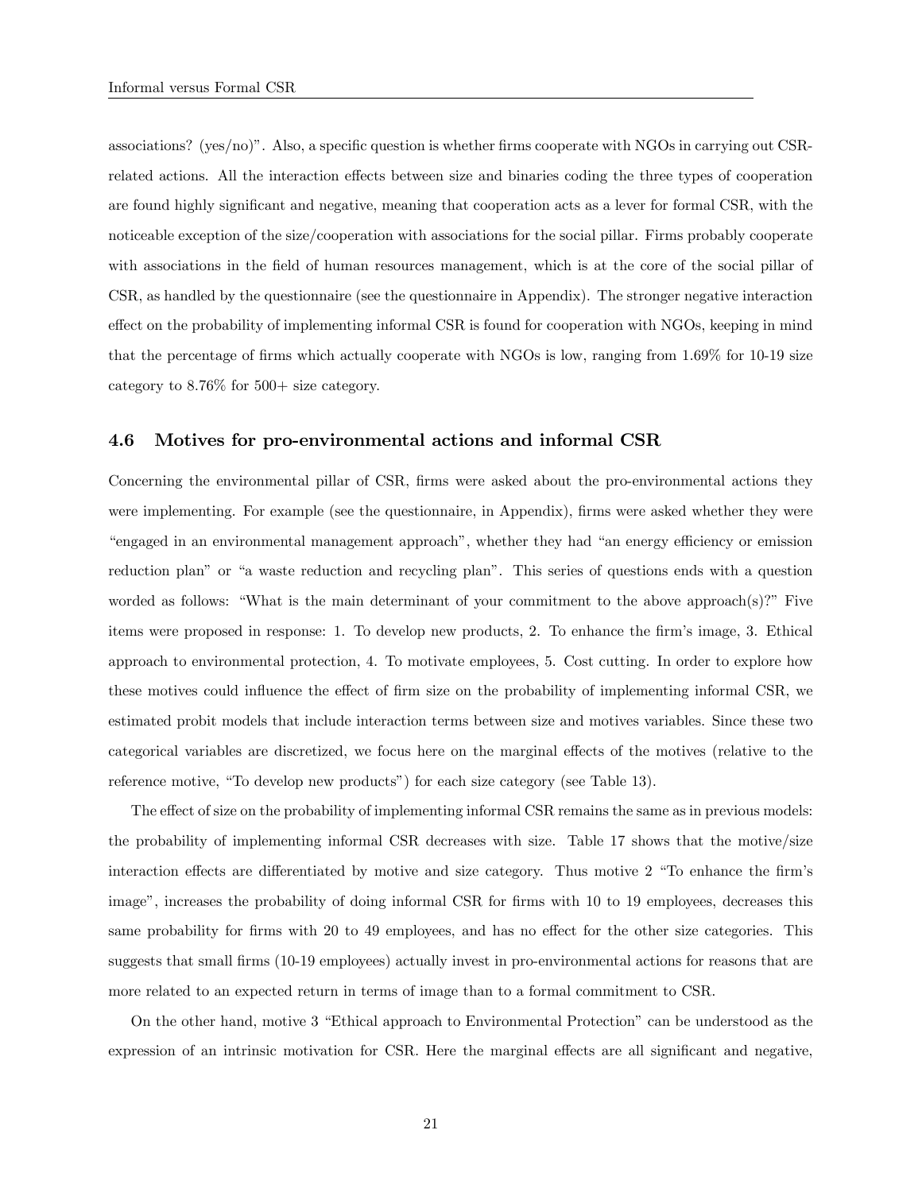associations? (yes/no)". Also, a specific question is whether firms cooperate with NGOs in carrying out CSR-related actions. All the interaction effects between size and binaries coding the three types of cooperation are found highly significant and negative, meaning that cooperation acts as a lever for formal CSR, with the noticeable exception of the size/cooperation with associations for the social pillar. Firms probably cooperate with associations in the field of human resources management, which is at the core of the social pillar of CSR, as handled by the questionnaire (see the questionnaire in Appendix). The stronger negative interaction effect on the probability of implementing informal CSR is found for cooperation with NGOs, keeping in mind that the percentage of firms which actually cooperate with NGOs is low, ranging from 1.69% for 10-19 size category to 8.76% for 500+ size category.

### 4.6 Motives for pro-environmental actions and informal CSR

Concerning the environmental pillar of CSR, firms were asked about the pro-environmental actions they were implementing. For example (see the questionnaire, in Appendix), firms were asked whether they were "engaged in an environmental management approach", whether they had "an energy efficiency or emission reduction plan" or "a waste reduction and recycling plan". This series of questions ends with a question worded as follows: "What is the main determinant of your commitment to the above approach(s)?" Five items were proposed in response: 1. To develop new products, 2. To enhance the firm's image, 3. Ethical approach to environmental protection, 4. To motivate employees, 5. Cost cutting. In order to explore how these motives could influence the effect of firm size on the probability of implementing informal CSR, we estimated probit models that include interaction terms between size and motives variables. Since these two categorical variables are discretized, we focus here on the marginal effects of the motives (relative to the reference motive, "To develop new products") for each size category (see Table 13).

The effect of size on the probability of implementing informal CSR remains the same as in previous models: the probability of implementing informal CSR decreases with size. Table 17 shows that the motive/size interaction effects are differentiated by motive and size category. Thus motive 2 "To enhance the firm's image", increases the probability of doing informal CSR for firms with 10 to 19 employees, decreases this same probability for firms with 20 to 49 employees, and has no effect for the other size categories. This suggests that small firms (10-19 employees) actually invest in pro-environmental actions for reasons that are more related to an expected return in terms of image than to a formal commitment to CSR.

On the other hand, motive 3 "Ethical approach to Environmental Protection" can be understood as the expression of an intrinsic motivation for CSR. Here the marginal effects are all significant and negative,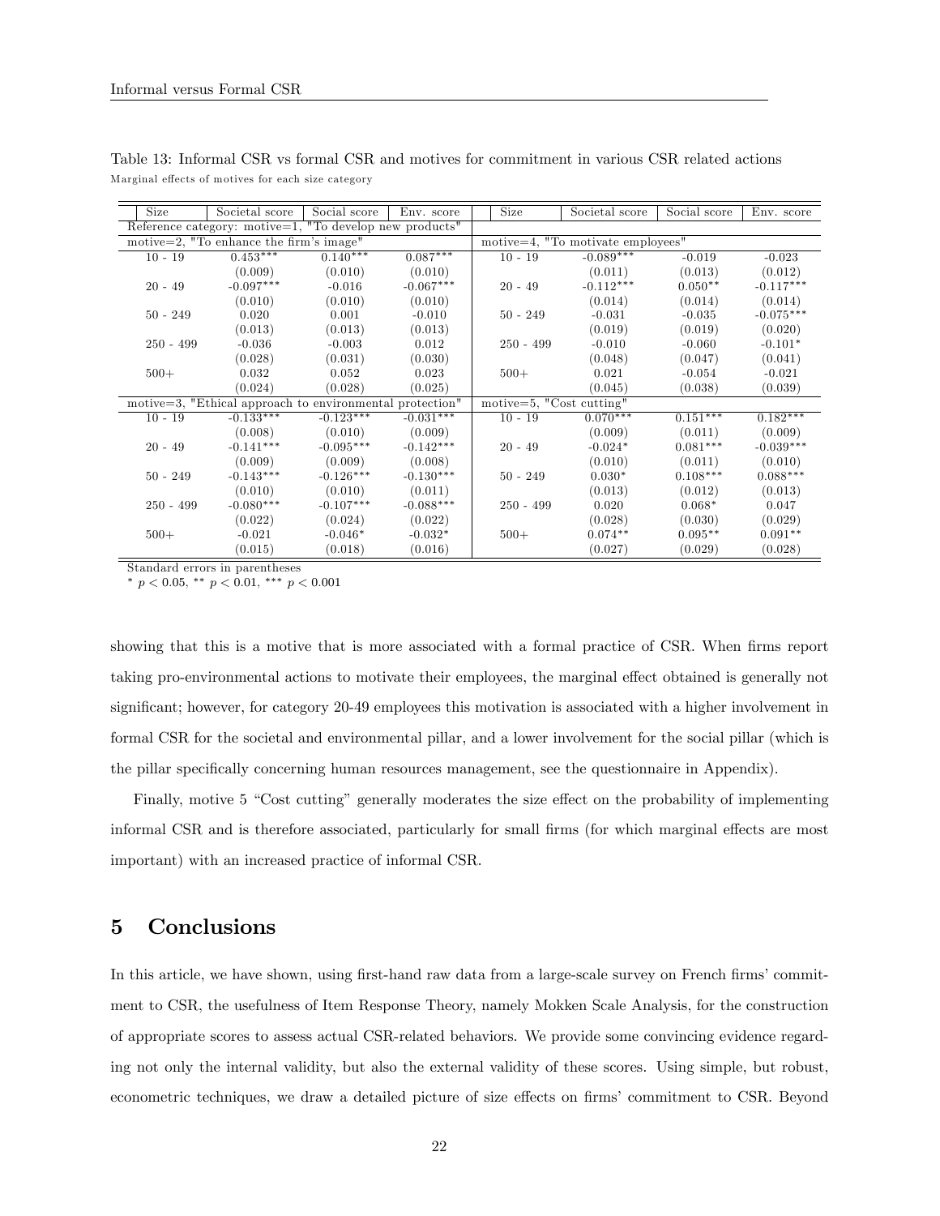Table 13: Informal CSR vs formal CSR and motives for commitment in various CSR related actions

Marginal effects of motives for each size category

| Size | Societal score | Social score | Env. score | Size | Societal score | Social score | Env. score |
|---|---|---|---|---|---|---|---|
| Reference category: motive=1, "To develop new products" | | | | | | | |
| motive=2, "To enhance the firm's image" | | | | motive=4, "To motivate employees" | | | |
| 10 - 19 | 0.453*** | 0.140*** | 0.087*** | 10 - 19 | -0.089*** | -0.019 | -0.023 |
| | (0.009) | (0.010) | (0.010) | | (0.011) | (0.013) | (0.012) |
| 20 - 49 | -0.097*** | -0.016 | -0.067*** | 20 - 49 | -0.112*** | 0.050** | -0.117*** |
| | (0.010) | (0.010) | (0.010) | | (0.014) | (0.014) | (0.014) |
| 50 - 249 | 0.020 | 0.001 | -0.010 | 50 - 249 | -0.031 | -0.035 | -0.075*** |
| | (0.013) | (0.013) | (0.013) | | (0.019) | (0.019) | (0.020) |
| 250 - 499 | -0.036 | -0.003 | 0.012 | 250 - 499 | -0.010 | -0.060 | -0.101* |
| | (0.028) | (0.031) | (0.030) | | (0.048) | (0.047) | (0.041) |
| 500+ | 0.032 | 0.052 | 0.023 | 500+ | 0.021 | -0.054 | -0.021 |
| | (0.024) | (0.028) | (0.025) | | (0.045) | (0.038) | (0.039) |
| motive=3, "Ethical approach to environmental protection" | | | | motive=5, "Cost cutting" | | | |
| 10 - 19 | -0.133*** | -0.123*** | -0.031*** | 10 - 19 | 0.070*** | 0.151*** | 0.182*** |
| | (0.008) | (0.010) | (0.009) | | (0.009) | (0.011) | (0.009) |
| 20 - 49 | -0.141*** | -0.095*** | -0.142*** | 20 - 49 | -0.024* | 0.081*** | -0.039*** |
| | (0.009) | (0.009) | (0.008) | | (0.010) | (0.011) | (0.010) |
| 50 - 249 | -0.143*** | -0.126*** | -0.130*** | 50 - 249 | 0.030* | 0.108*** | 0.088*** |
| | (0.010) | (0.010) | (0.011) | | (0.013) | (0.012) | (0.013) |
| 250 - 499 | -0.080*** | -0.107*** | -0.088*** | 250 - 499 | 0.020 | 0.068* | 0.047 |
| | (0.022) | (0.024) | (0.022) | | (0.028) | (0.030) | (0.029) |
| 500+ | -0.021 | -0.046* | -0.032* | 500+ | 0.074** | 0.095** | 0.091** |
| | (0.015) | (0.018) | (0.016) | | (0.027) | (0.029) | (0.028) |

Standard errors in parentheses

\* $p < 0.05$, \*\* $p < 0.01$, \*\*\* $p < 0.001$

showing that this is a motive that is more associated with a formal practice of CSR. When firms report taking pro-environmental actions to motivate their employees, the marginal effect obtained is generally not significant; however, for category 20-49 employees this motivation is associated with a higher involvement in formal CSR for the societal and environmental pillar, and a lower involvement for the social pillar (which is the pillar specifically concerning human resources management, see the questionnaire in Appendix).

Finally, motive 5 "Cost cutting" generally moderates the size effect on the probability of implementing informal CSR and is therefore associated, particularly for small firms (for which marginal effects are most important) with an increased practice of informal CSR.

# 5 Conclusions

In this article, we have shown, using first-hand raw data from a large-scale survey on French firms' commitment to CSR, the usefulness of Item Response Theory, namely Mokken Scale Analysis, for the construction of appropriate scores to assess actual CSR-related behaviors. We provide some convincing evidence regarding not only the internal validity, but also the external validity of these scores. Using simple, but robust, econometric techniques, we draw a detailed picture of size effects on firms' commitment to CSR. Beyond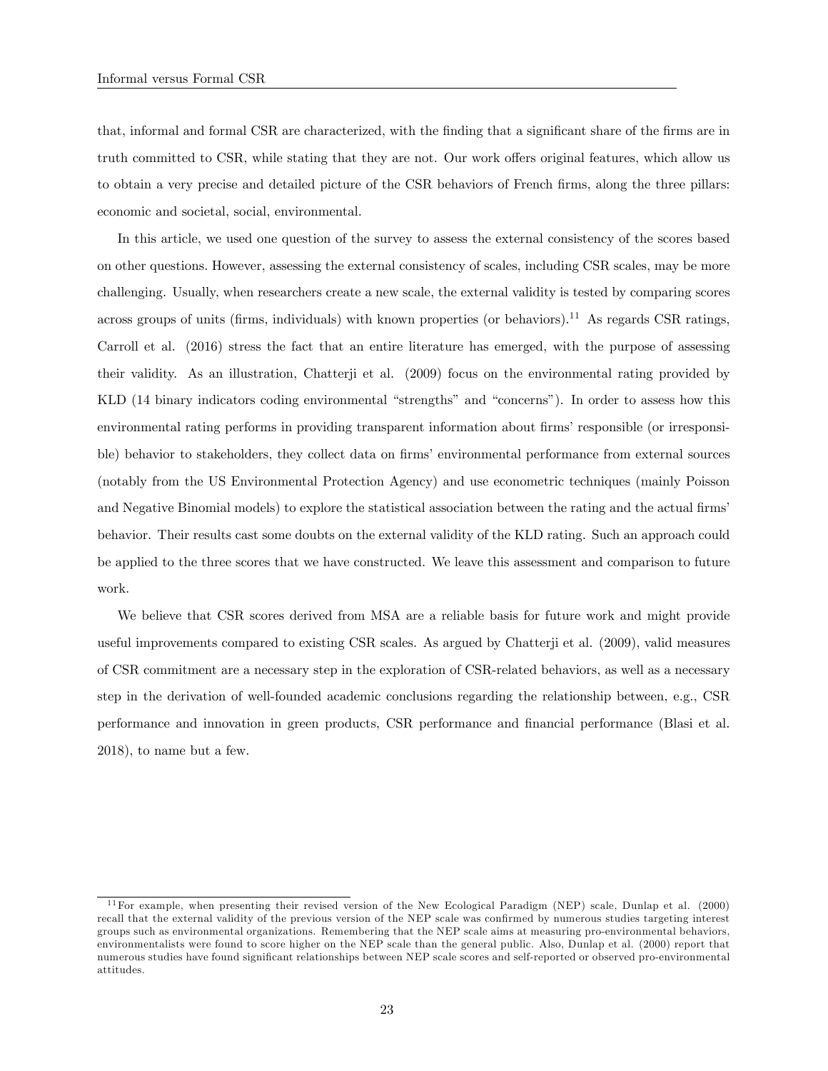that, informal and formal CSR are characterized, with the finding that a significant share of the firms are in truth committed to CSR, while stating that they are not. Our work offers original features, which allow us to obtain a very precise and detailed picture of the CSR behaviors of French firms, along the three pillars: economic and societal, social, environmental.

In this article, we used one question of the survey to assess the external consistency of the scores based on other questions. However, assessing the external consistency of scales, including CSR scales, may be more challenging. Usually, when researchers create a new scale, the external validity is tested by comparing scores across groups of units (firms, individuals) with known properties (or behaviors).[11] As regards CSR ratings, Carroll et al. (2016) stress the fact that an entire literature has emerged, with the purpose of assessing their validity. As an illustration, Chatterji et al. (2009) focus on the environmental rating provided by KLD (14 binary indicators coding environmental "strengths" and "concerns"). In order to assess how this environmental rating performs in providing transparent information about firms' responsible (or irresponsible) behavior to stakeholders, they collect data on firms' environmental performance from external sources (notably from the US Environmental Protection Agency) and use econometric techniques (mainly Poisson and Negative Binomial models) to explore the statistical association between the rating and the actual firms' behavior. Their results cast some doubts on the external validity of the KLD rating. Such an approach could be applied to the three scores that we have constructed. We leave this assessment and comparison to future work.

We believe that CSR scores derived from MSA are a reliable basis for future work and might provide useful improvements compared to existing CSR scales. As argued by Chatterji et al. (2009), valid measures of CSR commitment are a necessary step in the exploration of CSR-related behaviors, as well as a necessary step in the derivation of well-founded academic conclusions regarding the relationship between, e.g., CSR performance and innovation in green products, CSR performance and financial performance (Blasi et al. 2018), to name but a few.

---

[11] For example, when presenting their revised version of the New Ecological Paradigm (NEP) scale, Dunlap et al. (2000) recall that the external validity of the previous version of the NEP scale was confirmed by numerous studies targeting interest groups such as environmental organizations. Remembering that the NEP scale aims at measuring pro-environmental behaviors, environmentalists were found to score higher on the NEP scale than the general public. Also, Dunlap et al. (2000) report that numerous studies have found significant relationships between NEP scale scores and self-reported or observed pro-environmental attitudes.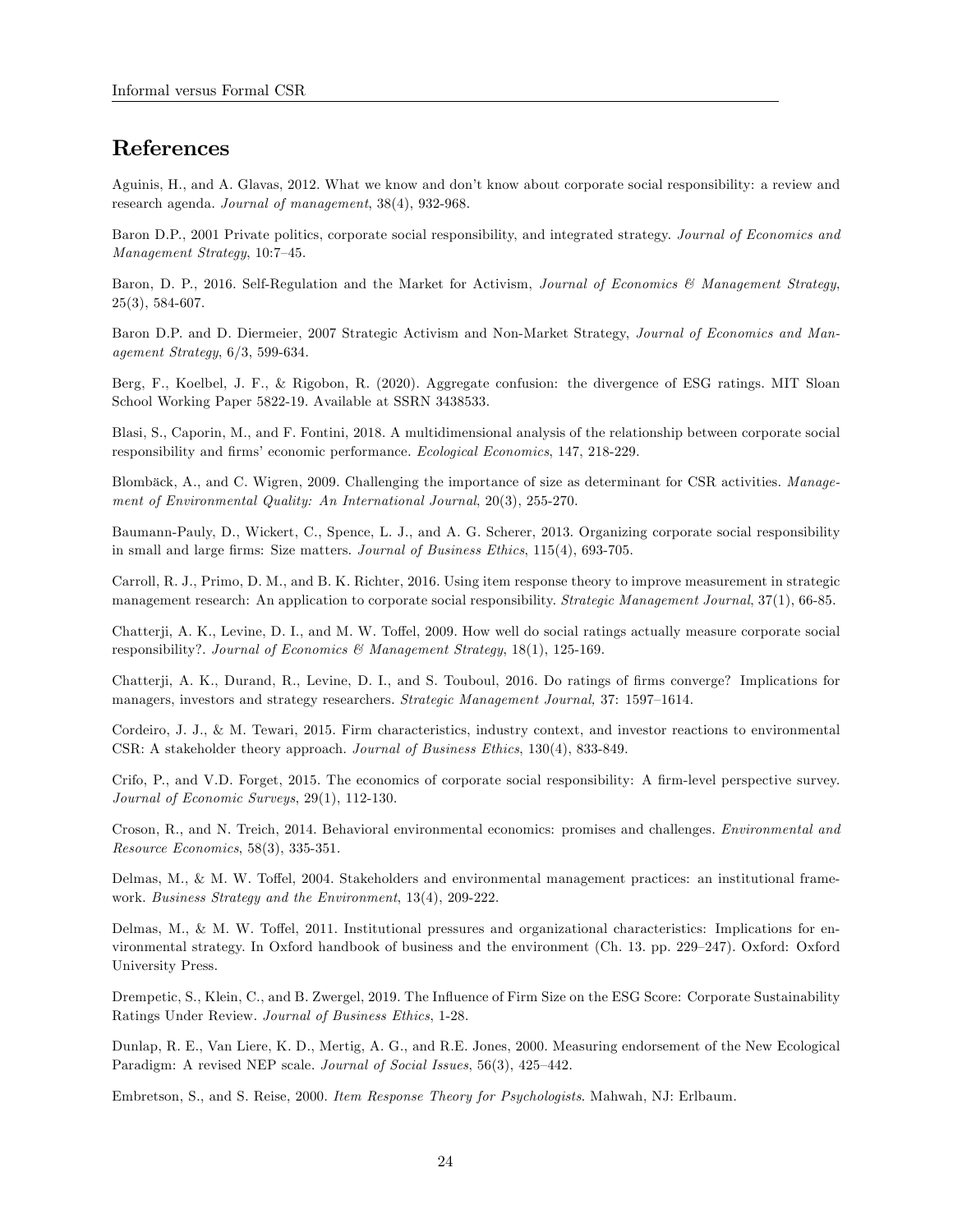# References

Aguinis, H., and A. Glavas, 2012. What we know and don't know about corporate social responsibility: a review and research agenda. *Journal of management*, 38(4), 932-968.

Baron D.P., 2001 Private politics, corporate social responsibility, and integrated strategy. *Journal of Economics and Management Strategy*, 10:7–45.

Baron, D. P., 2016. Self-Regulation and the Market for Activism, *Journal of Economics & Management Strategy*, 25(3), 584-607.

Baron D.P. and D. Diermeier, 2007 Strategic Activism and Non-Market Strategy, *Journal of Economics and Management Strategy*, 6/3, 599-634.

Berg, F., Koelbel, J. F., & Rigobon, R. (2020). Aggregate confusion: the divergence of ESG ratings. MIT Sloan School Working Paper 5822-19. Available at SSRN 3438533.

Blasi, S., Caporin, M., and F. Fontini, 2018. A multidimensional analysis of the relationship between corporate social responsibility and firms' economic performance. *Ecological Economics*, 147, 218-229.

Blombäck, A., and C. Wigren, 2009. Challenging the importance of size as determinant for CSR activities. *Management of Environmental Quality: An International Journal*, 20(3), 255-270.

Baumann-Pauly, D., Wickert, C., Spence, L. J., and A. G. Scherer, 2013. Organizing corporate social responsibility in small and large firms: Size matters. *Journal of Business Ethics*, 115(4), 693-705.

Carroll, R. J., Primo, D. M., and B. K. Richter, 2016. Using item response theory to improve measurement in strategic management research: An application to corporate social responsibility. *Strategic Management Journal*, 37(1), 66-85.

Chatterji, A. K., Levine, D. I., and M. W. Toffel, 2009. How well do social ratings actually measure corporate social responsibility?. *Journal of Economics & Management Strategy*, 18(1), 125-169.

Chatterji, A. K., Durand, R., Levine, D. I., and S. Touboul, 2016. Do ratings of firms converge? Implications for managers, investors and strategy researchers. *Strategic Management Journal*, 37: 1597–1614.

Cordeiro, J. J., & M. Tewari, 2015. Firm characteristics, industry context, and investor reactions to environmental CSR: A stakeholder theory approach. *Journal of Business Ethics*, 130(4), 833-849.

Crifo, P., and V.D. Forget, 2015. The economics of corporate social responsibility: A firm-level perspective survey. *Journal of Economic Surveys*, 29(1), 112-130.

Croson, R., and N. Treich, 2014. Behavioral environmental economics: promises and challenges. *Environmental and Resource Economics*, 58(3), 335-351.

Delmas, M., & M. W. Toffel, 2004. Stakeholders and environmental management practices: an institutional framework. *Business Strategy and the Environment*, 13(4), 209-222.

Delmas, M., & M. W. Toffel, 2011. Institutional pressures and organizational characteristics: Implications for environmental strategy. In Oxford handbook of business and the environment (Ch. 13. pp. 229–247). Oxford: Oxford University Press.

Drempetic, S., Klein, C., and B. Zwergel, 2019. The Influence of Firm Size on the ESG Score: Corporate Sustainability Ratings Under Review. *Journal of Business Ethics*, 1-28.

Dunlap, R. E., Van Liere, K. D., Mertig, A. G., and R.E. Jones, 2000. Measuring endorsement of the New Ecological Paradigm: A revised NEP scale. *Journal of Social Issues*, 56(3), 425–442.

Embretson, S., and S. Reise, 2000. *Item Response Theory for Psychologists*. Mahwah, NJ: Erlbaum.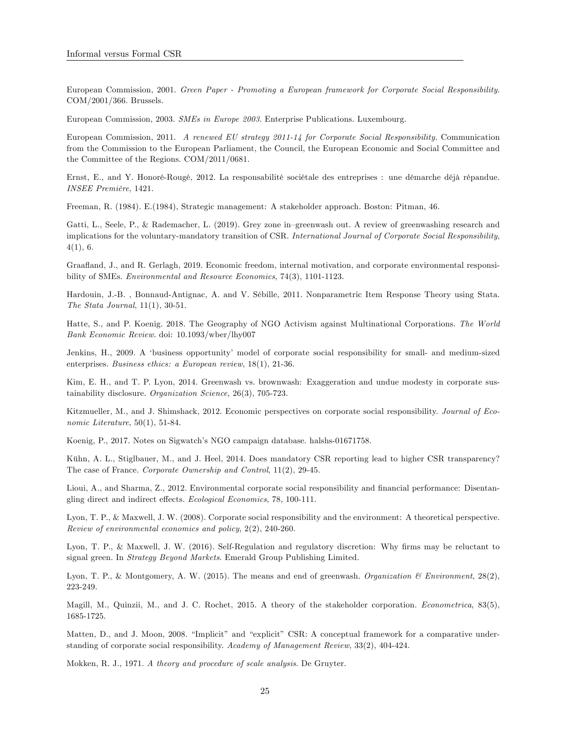European Commission, 2001. *Green Paper - Promoting a European framework for Corporate Social Responsibility.* COM/2001/366. Brussels.

European Commission, 2003. *SMEs in Europe 2003.* Enterprise Publications. Luxembourg.

European Commission, 2011. *A renewed EU strategy 2011-14 for Corporate Social Responsibility.* Communication from the Commission to the European Parliament, the Council, the European Economic and Social Committee and the Committee of the Regions. COM/2011/0681.

Ernst, E., and Y. Honoré-Rougé, 2012. La responsabilité sociétale des entreprises : une démarche déjà répandue. *INSEE Première*, 1421.

Freeman, R. (1984). E.(1984), Strategic management: A stakeholder approach. Boston: Pitman, 46.

Gatti, L., Seele, P., & Rademacher, L. (2019). Grey zone in–greenwash out. A review of greenwashing research and implications for the voluntary-mandatory transition of CSR. *International Journal of Corporate Social Responsibility*, 4(1), 6.

Graafland, J., and R. Gerlagh, 2019. Economic freedom, internal motivation, and corporate environmental responsibility of SMEs. *Environmental and Resource Economics*, 74(3), 1101-1123.

Hardouin, J.-B. , Bonnaud-Antignac, A. and V. Sébille, 2011. Nonparametric Item Response Theory using Stata. *The Stata Journal*, 11(1), 30-51.

Hatte, S., and P. Koenig. 2018. The Geography of NGO Activism against Multinational Corporations. *The World Bank Economic Review*. doi: 10.1093/wber/lhy007

Jenkins, H., 2009. A 'business opportunity' model of corporate social responsibility for small- and medium-sized enterprises. *Business ethics: a European review*, 18(1), 21-36.

Kim, E. H., and T. P. Lyon, 2014. Greenwash vs. brownwash: Exaggeration and undue modesty in corporate sustainability disclosure. *Organization Science*, 26(3), 705-723.

Kitzmueller, M., and J. Shimshack, 2012. Economic perspectives on corporate social responsibility. *Journal of Economic Literature*, 50(1), 51-84.

Koenig, P., 2017. Notes on Sigwatch's NGO campaign database. halshs-01671758.

Kühn, A. L., Stiglbauer, M., and J. Heel, 2014. Does mandatory CSR reporting lead to higher CSR transparency? The case of France. *Corporate Ownership and Control*, 11(2), 29-45.

Lioui, A., and Sharma, Z., 2012. Environmental corporate social responsibility and financial performance: Disentangling direct and indirect effects. *Ecological Economics*, 78, 100-111.

Lyon, T. P., & Maxwell, J. W. (2008). Corporate social responsibility and the environment: A theoretical perspective. *Review of environmental economics and policy*, 2(2), 240-260.

Lyon, T. P., & Maxwell, J. W. (2016). Self-Regulation and regulatory discretion: Why firms may be reluctant to signal green. In *Strategy Beyond Markets*. Emerald Group Publishing Limited.

Lyon, T. P., & Montgomery, A. W. (2015). The means and end of greenwash. *Organization & Environment*, 28(2), 223-249.

Magill, M., Quinzii, M., and J. C. Rochet, 2015. A theory of the stakeholder corporation. *Econometrica*, 83(5), 1685-1725.

Matten, D., and J. Moon, 2008. "Implicit" and "explicit" CSR: A conceptual framework for a comparative understanding of corporate social responsibility. *Academy of Management Review*, 33(2), 404-424.

Mokken, R. J., 1971. *A theory and procedure of scale analysis*. De Gruyter.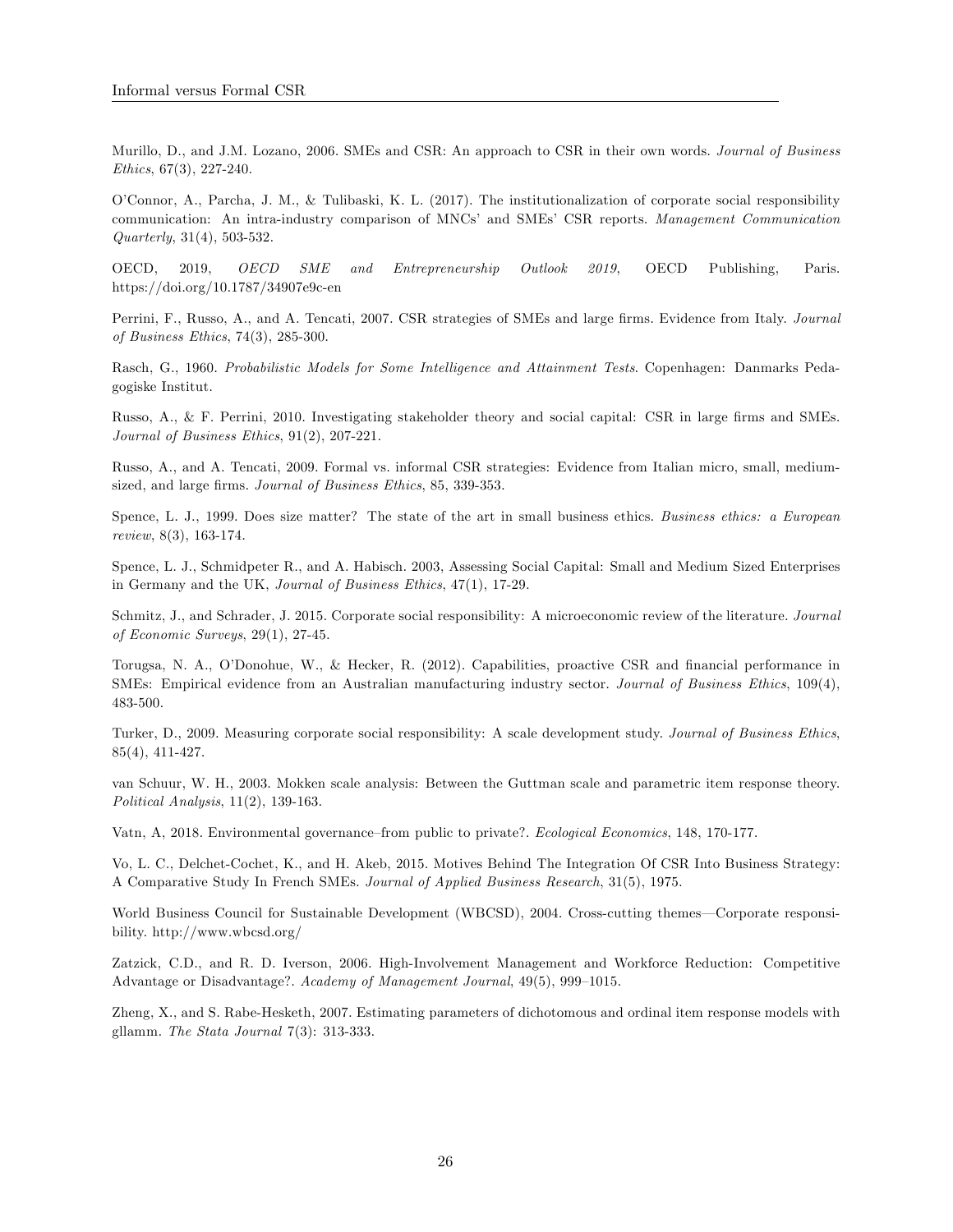Murillo, D., and J.M. Lozano, 2006. SMEs and CSR: An approach to CSR in their own words. *Journal of Business Ethics*, 67(3), 227-240.

O'Connor, A., Parcha, J. M., & Tulibaski, K. L. (2017). The institutionalization of corporate social responsibility communication: An intra-industry comparison of MNCs' and SMEs' CSR reports. *Management Communication Quarterly*, 31(4), 503-532.

OECD, 2019, *OECD SME and Entrepreneurship Outlook 2019*, OECD Publishing, Paris. https://doi.org/10.1787/34907e9c-en

Perrini, F., Russo, A., and A. Tencati, 2007. CSR strategies of SMEs and large firms. Evidence from Italy. *Journal of Business Ethics*, 74(3), 285-300.

Rasch, G., 1960. *Probabilistic Models for Some Intelligence and Attainment Tests*. Copenhagen: Danmarks Pedagogiske Institut.

Russo, A., & F. Perrini, 2010. Investigating stakeholder theory and social capital: CSR in large firms and SMEs. *Journal of Business Ethics*, 91(2), 207-221.

Russo, A., and A. Tencati, 2009. Formal vs. informal CSR strategies: Evidence from Italian micro, small, medium-sized, and large firms. *Journal of Business Ethics*, 85, 339-353.

Spence, L. J., 1999. Does size matter? The state of the art in small business ethics. *Business ethics: a European review*, 8(3), 163-174.

Spence, L. J., Schmidpeter R., and A. Habisch. 2003, Assessing Social Capital: Small and Medium Sized Enterprises in Germany and the UK, *Journal of Business Ethics*, 47(1), 17-29.

Schmitz, J., and Schrader, J. 2015. Corporate social responsibility: A microeconomic review of the literature. *Journal of Economic Surveys*, 29(1), 27-45.

Torugsa, N. A., O'Donohue, W., & Hecker, R. (2012). Capabilities, proactive CSR and financial performance in SMEs: Empirical evidence from an Australian manufacturing industry sector. *Journal of Business Ethics*, 109(4), 483-500.

Turker, D., 2009. Measuring corporate social responsibility: A scale development study. *Journal of Business Ethics*, 85(4), 411-427.

van Schuur, W. H., 2003. Mokken scale analysis: Between the Guttman scale and parametric item response theory. *Political Analysis*, 11(2), 139-163.

Vatn, A, 2018. Environmental governance–from public to private?. *Ecological Economics*, 148, 170-177.

Vo, L. C., Delchet-Cochet, K., and H. Akeb, 2015. Motives Behind The Integration Of CSR Into Business Strategy: A Comparative Study In French SMEs. *Journal of Applied Business Research*, 31(5), 1975.

World Business Council for Sustainable Development (WBCSD), 2004. Cross-cutting themes—Corporate responsibility. http://www.wbcsd.org/

Zatzick, C.D., and R. D. Iverson, 2006. High-Involvement Management and Workforce Reduction: Competitive Advantage or Disadvantage?. *Academy of Management Journal*, 49(5), 999–1015.

Zheng, X., and S. Rabe-Hesketh, 2007. Estimating parameters of dichotomous and ordinal item response models with gllamm. *The Stata Journal* 7(3): 313-333.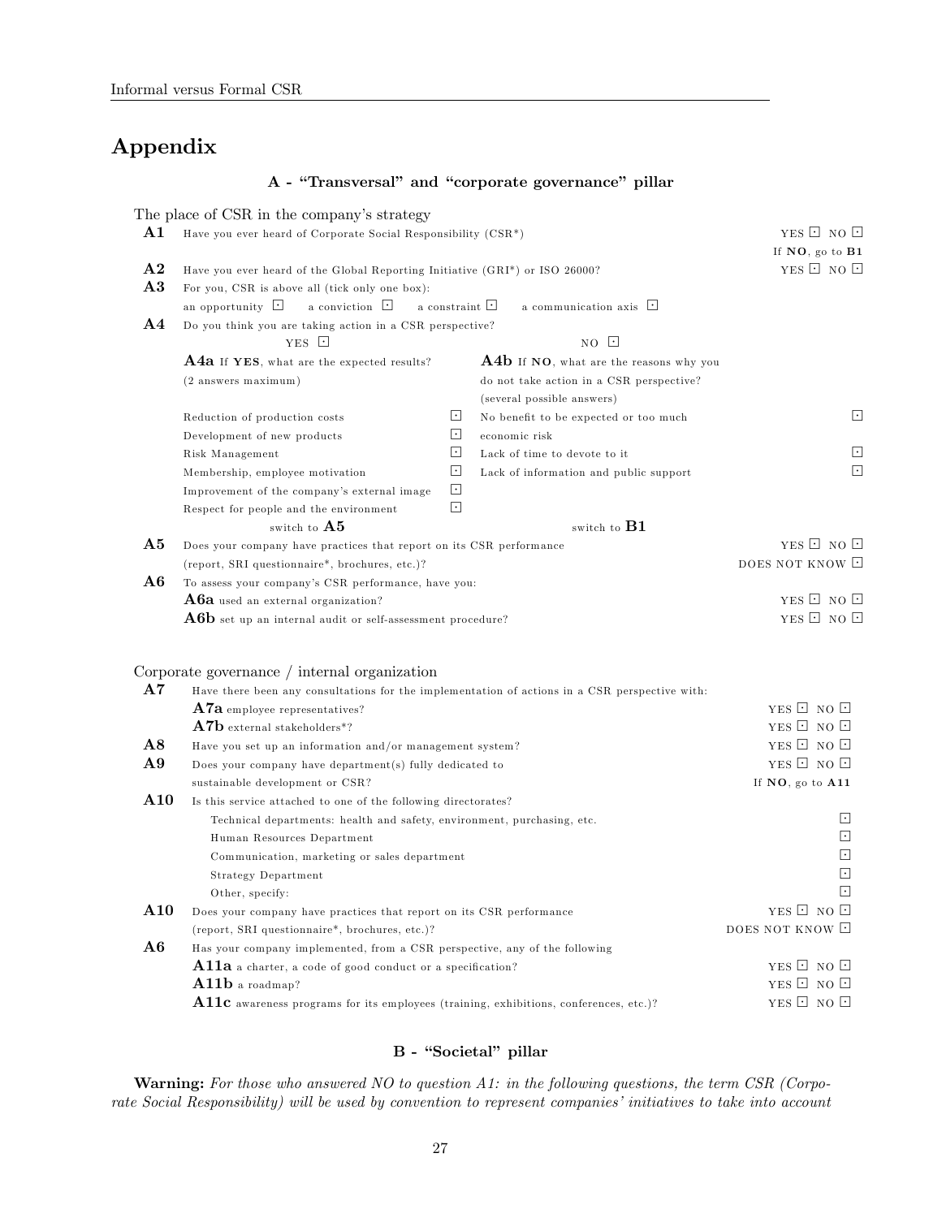# Appendix

### A - "Transversal" and "corporate governance" pillar

The place of CSR in the company's strategy

**A1** Have you ever heard of Corporate Social Responsibility (CSR*) YES ☐ NO ☐
If **NO**, go to **B1**

**A2** Have you ever heard of the Global Reporting Initiative (GRI*) or ISO 26000? YES ☐ NO ☐

**A3** For you, CSR is above all (tick only one box):
an opportunity ☐ a conviction ☐ a constraint ☐ a communication axis ☐

**A4** Do you think you are taking action in a CSR perspective?

| YES ☐ | | NO ☐ | |
|---|---|---|---|
| **A4a** If **YES**, what are the expected results? (2 answers maximum) | | **A4b** If **NO**, what are the reasons why you do not take action in a CSR perspective? (several possible answers) | |
| Reduction of production costs | ☐ | No benefit to be expected or too much economic risk | ☐ |
| Development of new products | ☐ | Lack of time to devote to it | ☐ |
| Risk Management | ☐ | Lack of information and public support | ☐ |
| Membership, employee motivation | ☐ | | |
| Improvement of the company's external image | ☐ | | |
| Respect for people and the environment | ☐ | | |
| switch to **A5** | | switch to **B1** | |

**A5** Does your company have practices that report on its CSR performance (report, SRI questionnaire*, brochures, etc.)? YES ☐ NO ☐ DOES NOT KNOW ☐

**A6** To assess your company's CSR performance, have you:
- **A6a** used an external organization? YES ☐ NO ☐
- **A6b** set up an internal audit or self-assessment procedure? YES ☐ NO ☐

Corporate governance / internal organization

**A7** Have there been any consultations for the implementation of actions in a CSR perspective with:
- **A7a** employee representatives? YES ☐ NO ☐
- **A7b** external stakeholders*? YES ☐ NO ☐

**A8** Have you set up an information and/or management system? YES ☐ NO ☐

**A9** Does your company have department(s) fully dedicated to sustainable development or CSR? YES ☐ NO ☐
If **NO**, go to **A11**

**A10** Is this service attached to one of the following directorates?
- Technical departments: health and safety, environment, purchasing, etc. ☐
- Human Resources Department ☐
- Communication, marketing or sales department ☐
- Strategy Department ☐
- Other, specify: ☐

**A10** Does your company have practices that report on its CSR performance (report, SRI questionnaire*, brochures, etc.)? YES ☐ NO ☐ DOES NOT KNOW ☐

**A6** Has your company implemented, from a CSR perspective, any of the following
- **A11a** a charter, a code of good conduct or a specification? YES ☐ NO ☐
- **A11b** a roadmap? YES ☐ NO ☐
- **A11c** awareness programs for its employees (training, exhibitions, conferences, etc.)? YES ☐ NO ☐

### B - "Societal" pillar

**Warning:** *For those who answered NO to question A1: in the following questions, the term CSR (Corporate Social Responsibility) will be used by convention to represent companies' initiatives to take into account*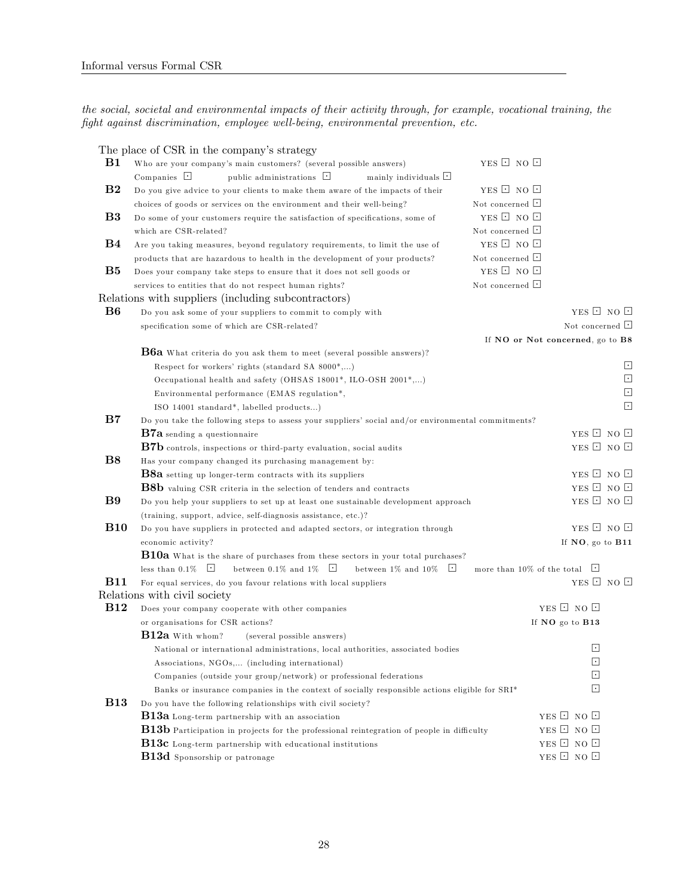*the social, societal and environmental impacts of their activity through, for example, vocational training, the fight against discrimination, employee well-being, environmental prevention, etc.*

The place of CSR in the company's strategy

**B1** Who are your company's main customers? (several possible answers) YES ☐ NO ☐
Companies ☐ public administrations ☐ mainly individuals ☐

**B2** Do you give advice to your clients to make them aware of the impacts of their choices of goods or services on the environment and their well-being? YES ☐ NO ☐ Not concerned ☐

**B3** Do some of your customers require the satisfaction of specifications, some of which are CSR-related? YES ☐ NO ☐ Not concerned ☐

**B4** Are you taking measures, beyond regulatory requirements, to limit the use of products that are hazardous to health in the development of your products? YES ☐ NO ☐ Not concerned ☐

**B5** Does your company take steps to ensure that it does not sell goods or services to entities that do not respect human rights? YES ☐ NO ☐ Not concerned ☐

Relations with suppliers (including subcontractors)

**B6** Do you ask some of your suppliers to commit to comply with specification some of which are CSR-related? YES ☐ NO ☐ Not concerned ☐
If **NO or Not concerned**, go to **B8**

**B6a** What criteria do you ask them to meet (several possible answers)?
- Respect for workers' rights (standard SA 8000*,...) ☐
- Occupational health and safety (OHSAS 18001*, ILO-OSH 2001*,...) ☐
- Environmental performance (EMAS regulation*, ☐
- ISO 14001 standard*, labelled products...) ☐

**B7** Do you take the following steps to assess your suppliers' social and/or environmental commitments?
- **B7a** sending a questionnaire YES ☐ NO ☐
- **B7b** controls, inspections or third-party evaluation, social audits YES ☐ NO ☐

**B8** Has your company changed its purchasing management by:
- **B8a** setting up longer-term contracts with its suppliers YES ☐ NO ☐
- **B8b** valuing CSR criteria in the selection of tenders and contracts YES ☐ NO ☐

**B9** Do you help your suppliers to set up at least one sustainable development approach (training, support, advice, self-diagnosis assistance, etc.)? YES ☐ NO ☐

**B10** Do you have suppliers in protected and adapted sectors, or integration through economic activity? YES ☐ NO ☐
If **NO**, go to **B11**

**B10a** What is the share of purchases from these sectors in your total purchases?
less than 0.1% ☐ between 0.1% and 1% ☐ between 1% and 10% ☐ more than 10% of the total ☐

**B11** For equal services, do you favour relations with local suppliers YES ☐ NO ☐

Relations with civil society

**B12** Does your company cooperate with other companies or organisations for CSR actions? YES ☐ NO ☐
If **NO** go to **B13**

**B12a** With whom? (several possible answers)
- National or international administrations, local authorities, associated bodies ☐
- Associations, NGOs,... (including international) ☐
- Companies (outside your group/network) or professional federations ☐
- Banks or insurance companies in the context of socially responsible actions eligible for SRI* ☐

**B13** Do you have the following relationships with civil society?
- **B13a** Long-term partnership with an association YES ☐ NO ☐
- **B13b** Participation in projects for the professional reintegration of people in difficulty YES ☐ NO ☐
- **B13c** Long-term partnership with educational institutions YES ☐ NO ☐
- **B13d** Sponsorship or patronage YES ☐ NO ☐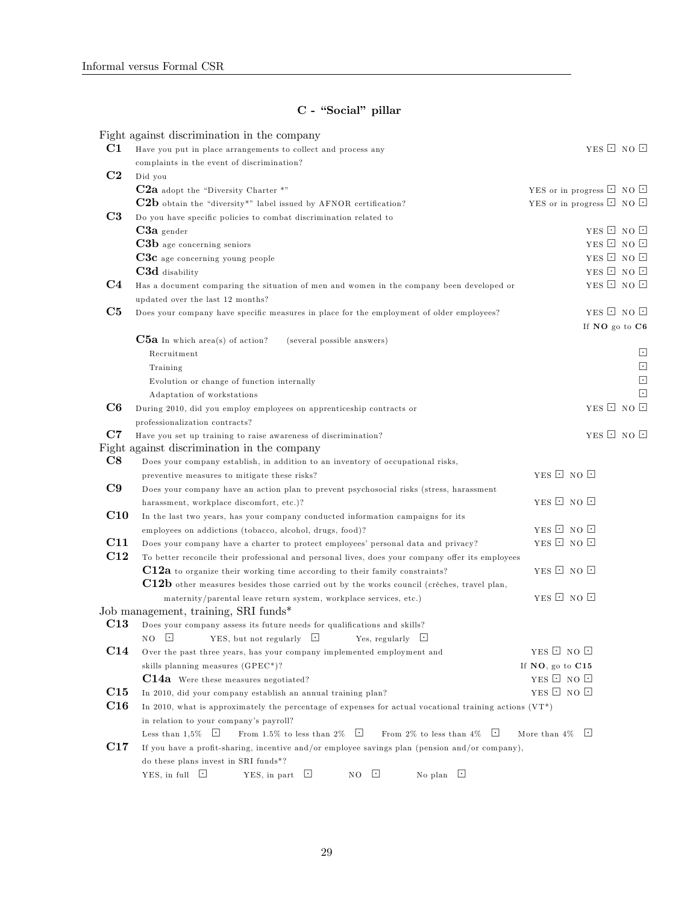## C - "Social" pillar

### Fight against discrimination in the company

**C1** Have you put in place arrangements to collect and process any complaints in the event of discrimination? YES ☐ NO ☐

**C2** Did you

- **C2a** adopt the "Diversity Charter *" — YES or in progress ☐ NO ☐
- **C2b** obtain the "diversity*" label issued by AFNOR certification? — YES or in progress ☐ NO ☐

**C3** Do you have specific policies to combat discrimination related to

- **C3a** gender — YES ☐ NO ☐
- **C3b** age concerning seniors — YES ☐ NO ☐
- **C3c** age concerning young people — YES ☐ NO ☐
- **C3d** disability — YES ☐ NO ☐

**C4** Has a document comparing the situation of men and women in the company been developed or updated over the last 12 months? YES ☐ NO ☐

**C5** Does your company have specific measures in place for the employment of older employees? YES ☐ NO ☐
If **NO** go to **C6**

**C5a** In which area(s) of action? (several possible answers)

- Recruitment ☐
- Training ☐
- Evolution or change of function internally ☐
- Adaptation of workstations ☐

**C6** During 2010, did you employ employees on apprenticeship contracts or professionalization contracts? YES ☐ NO ☐

**C7** Have you set up training to raise awareness of discrimination? YES ☐ NO ☐

### Fight against discrimination in the company

**C8** Does your company establish, in addition to an inventory of occupational risks, preventive measures to mitigate these risks? YES ☐ NO ☐

**C9** Does your company have an action plan to prevent psychosocial risks (stress, harassment harassment, workplace discomfort, etc.)? YES ☐ NO ☐

**C10** In the last two years, has your company conducted information campaigns for its employees on addictions (tobacco, alcohol, drugs, food)? YES ☐ NO ☐

**C11** Does your company have a charter to protect employees' personal data and privacy? YES ☐ NO ☐

**C12** To better reconcile their professional and personal lives, does your company offer its employees

- **C12a** to organize their working time according to their family constraints? YES ☐ NO ☐
- **C12b** other measures besides those carried out by the works council (crèches, travel plan, maternity/parental leave return system, workplace services, etc.) YES ☐ NO ☐

### Job management, training, SRI funds*

**C13** Does your company assess its future needs for qualifications and skills?
NO ☐ YES, but not regularly ☐ Yes, regularly ☐

**C14** Over the past three years, has your company implemented employment and skills planning measures (GPEC*)? YES ☐ NO ☐
If **NO**, go to **C15**

**C14a** Were these measures negotiated? YES ☐ NO ☐

**C15** In 2010, did your company establish an annual training plan? YES ☐ NO ☐

**C16** In 2010, what is approximately the percentage of expenses for actual vocational training actions (VT*) in relation to your company's payroll?
Less than 1,5% ☐ From 1.5% to less than 2% ☐ From 2% to less than 4% ☐ More than 4% ☐

**C17** If you have a profit-sharing, incentive and/or employee savings plan (pension and/or company), do these plans invest in SRI funds*?
YES, in full ☐ YES, in part ☐ NO ☐ No plan ☐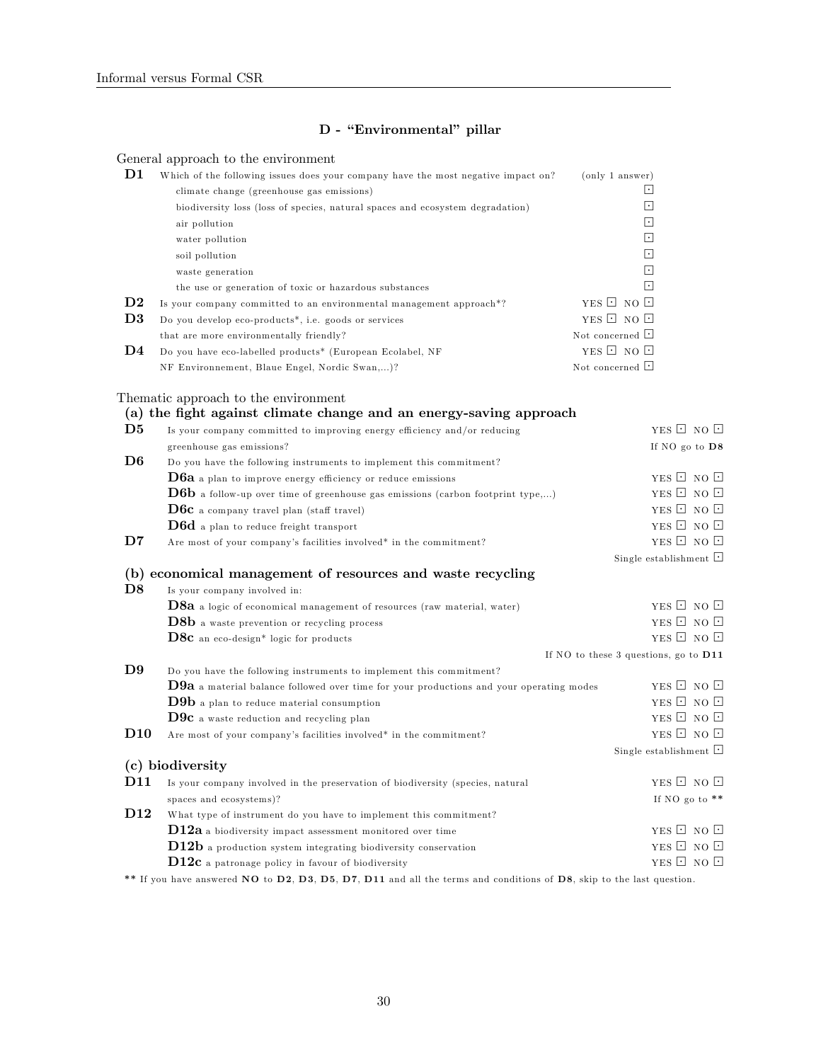## D - "Environmental" pillar

General approach to the environment

**D1** Which of the following issues does your company have the most negative impact on? (only 1 answer)

- climate change (greenhouse gas emissions) ☐
- biodiversity loss (loss of species, natural spaces and ecosystem degradation) ☐
- air pollution ☐
- water pollution ☐
- soil pollution ☐
- waste generation ☐
- the use or generation of toxic or hazardous substances ☐

**D2** Is your company committed to an environmental management approach*? YES ☐ NO ☐

**D3** Do you develop eco-products*, i.e. goods or services that are more environmentally friendly? YES ☐ NO ☐ Not concerned ☐

**D4** Do you have eco-labelled products* (European Ecolabel, NF NF Environnement, Blaue Engel, Nordic Swan,...)? YES ☐ NO ☐ Not concerned ☐

Thematic approach to the environment

### (a) the fight against climate change and an energy-saving approach

**D5** Is your company committed to improving energy efficiency and/or reducing greenhouse gas emissions? YES ☐ NO ☐ If NO go to **D8**

**D6** Do you have the following instruments to implement this commitment?

- **D6a** a plan to improve energy efficiency or reduce emissions YES ☐ NO ☐
- **D6b** a follow-up over time of greenhouse gas emissions (carbon footprint type,...) YES ☐ NO ☐
- **D6c** a company travel plan (staff travel) YES ☐ NO ☐
- **D6d** a plan to reduce freight transport YES ☐ NO ☐

**D7** Are most of your company's facilities involved* in the commitment? YES ☐ NO ☐ Single establishment ☐

### (b) economical management of resources and waste recycling

**D8** Is your company involved in:

- **D8a** a logic of economical management of resources (raw material, water) YES ☐ NO ☐
- **D8b** a waste prevention or recycling process YES ☐ NO ☐
- **D8c** an eco-design* logic for products YES ☐ NO ☐

If NO to these 3 questions, go to **D11**

**D9** Do you have the following instruments to implement this commitment?

- **D9a** a material balance followed over time for your productions and your operating modes YES ☐ NO ☐
- **D9b** a plan to reduce material consumption YES ☐ NO ☐
- **D9c** a waste reduction and recycling plan YES ☐ NO ☐

**D10** Are most of your company's facilities involved* in the commitment? YES ☐ NO ☐ Single establishment ☐

### (c) biodiversity

**D11** Is your company involved in the preservation of biodiversity (species, natural spaces and ecosystems)? YES ☐ NO ☐ If NO go to **

**D12** What type of instrument do you have to implement this commitment?

- **D12a** a biodiversity impact assessment monitored over time YES ☐ NO ☐
- **D12b** a production system integrating biodiversity conservation YES ☐ NO ☐
- **D12c** a patronage policy in favour of biodiversity YES ☐ NO ☐

** If you have answered **NO** to **D2**, **D3**, **D5**, **D7**, **D11** and all the terms and conditions of **D8**, skip to the last question.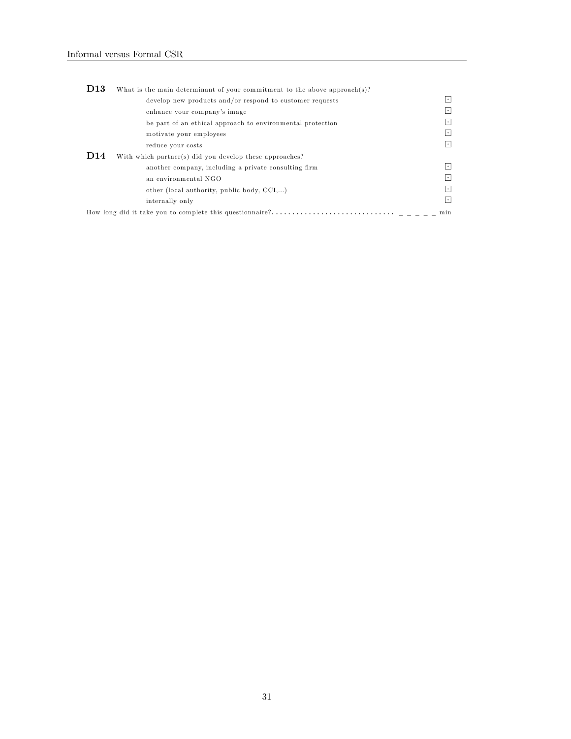**D13** What is the main determinant of your commitment to the above approach(s)?

- develop new products and/or respond to customer requests ☐
- enhance your company's image ☐
- be part of an ethical approach to environmental protection ☐
- motivate your employees ☐
- reduce your costs ☐

**D14** With which partner(s) did you develop these approaches?

- another company, including a private consulting firm ☐
- an environmental NGO ☐
- other (local authority, public body, CCI,...) ☐
- internally only ☐

How long did it take you to complete this questionnaire?.............................. _ _ _ _ _ min